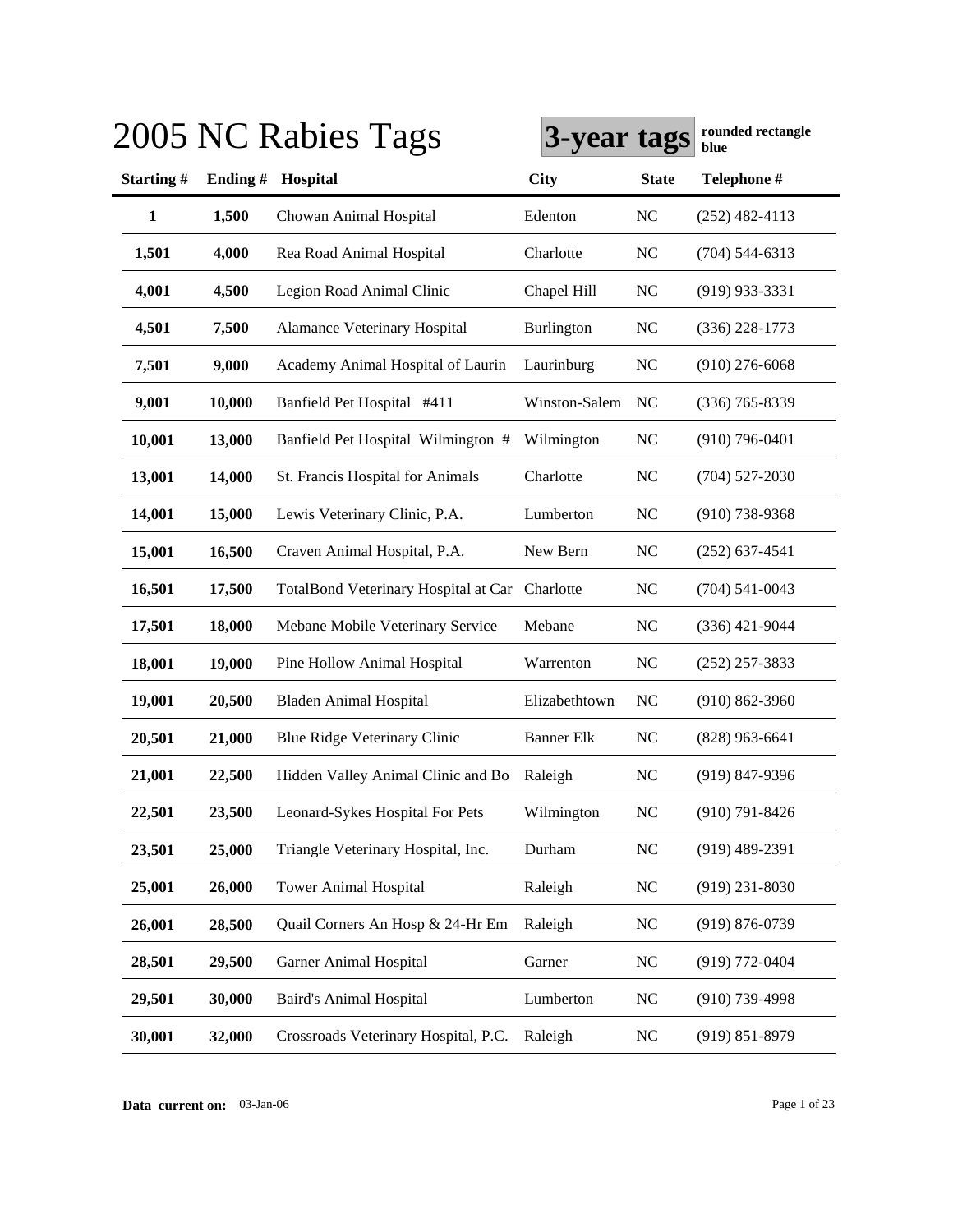# 2005 NC Rabies Tags

**3-year tags** **rounded rectangle blue**

| Starting # | Ending # | Hospital | City | State | Telephone # |
|---|---|---|---|---|---|
| **1** | **1,500** | Chowan Animal Hospital | Edenton | NC | (252) 482-4113 |
| **1,501** | **4,000** | Rea Road Animal Hospital | Charlotte | NC | (704) 544-6313 |
| **4,001** | **4,500** | Legion Road Animal Clinic | Chapel Hill | NC | (919) 933-3331 |
| **4,501** | **7,500** | Alamance Veterinary Hospital | Burlington | NC | (336) 228-1773 |
| **7,501** | **9,000** | Academy Animal Hospital of Laurin | Laurinburg | NC | (910) 276-6068 |
| **9,001** | **10,000** | Banfield Pet Hospital #411 | Winston-Salem | NC | (336) 765-8339 |
| **10,001** | **13,000** | Banfield Pet Hospital Wilmington # | Wilmington | NC | (910) 796-0401 |
| **13,001** | **14,000** | St. Francis Hospital for Animals | Charlotte | NC | (704) 527-2030 |
| **14,001** | **15,000** | Lewis Veterinary Clinic, P.A. | Lumberton | NC | (910) 738-9368 |
| **15,001** | **16,500** | Craven Animal Hospital, P.A. | New Bern | NC | (252) 637-4541 |
| **16,501** | **17,500** | TotalBond Veterinary Hospital at Car | Charlotte | NC | (704) 541-0043 |
| **17,501** | **18,000** | Mebane Mobile Veterinary Service | Mebane | NC | (336) 421-9044 |
| **18,001** | **19,000** | Pine Hollow Animal Hospital | Warrenton | NC | (252) 257-3833 |
| **19,001** | **20,500** | Bladen Animal Hospital | Elizabethtown | NC | (910) 862-3960 |
| **20,501** | **21,000** | Blue Ridge Veterinary Clinic | Banner Elk | NC | (828) 963-6641 |
| **21,001** | **22,500** | Hidden Valley Animal Clinic and Bo | Raleigh | NC | (919) 847-9396 |
| **22,501** | **23,500** | Leonard-Sykes Hospital For Pets | Wilmington | NC | (910) 791-8426 |
| **23,501** | **25,000** | Triangle Veterinary Hospital, Inc. | Durham | NC | (919) 489-2391 |
| **25,001** | **26,000** | Tower Animal Hospital | Raleigh | NC | (919) 231-8030 |
| **26,001** | **28,500** | Quail Corners An Hosp & 24-Hr Em | Raleigh | NC | (919) 876-0739 |
| **28,501** | **29,500** | Garner Animal Hospital | Garner | NC | (919) 772-0404 |
| **29,501** | **30,000** | Baird's Animal Hospital | Lumberton | NC | (910) 739-4998 |
| **30,001** | **32,000** | Crossroads Veterinary Hospital, P.C. | Raleigh | NC | (919) 851-8979 |

**Data current on:** 03-Jan-06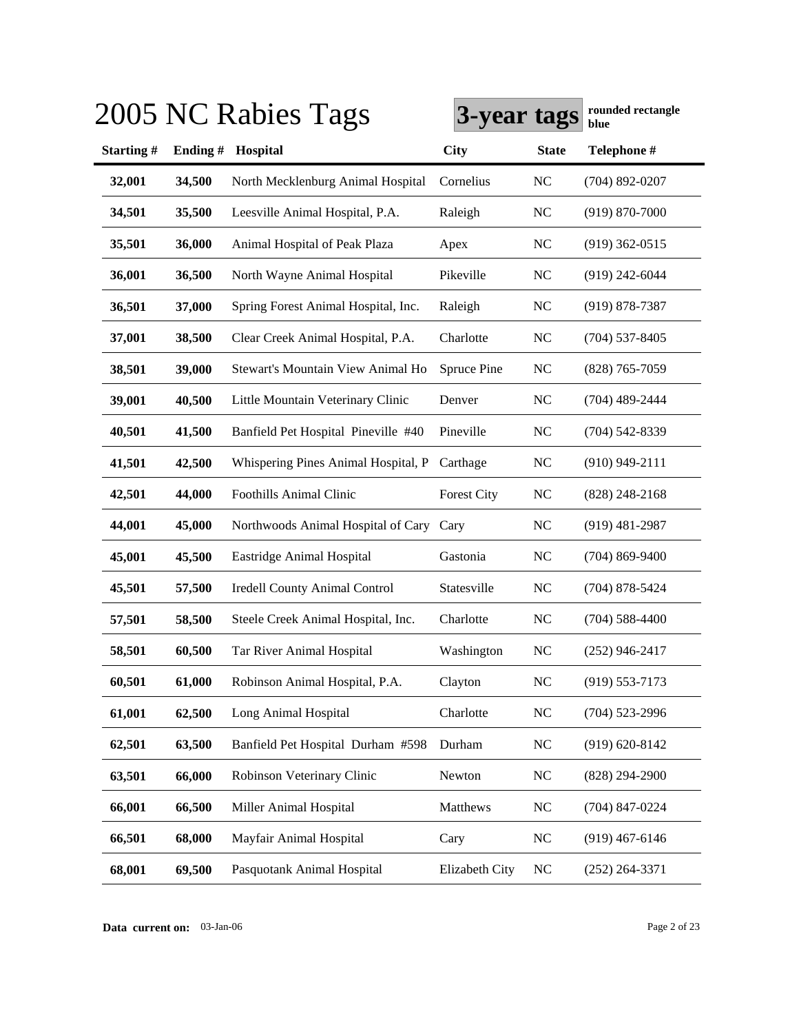# 2005 NC Rabies Tags

**3-year tags** **rounded rectangle blue**

| Starting # | Ending # | Hospital | City | State | Telephone # |
|---|---|---|---|---|---|
| 32,001 | 34,500 | North Mecklenburg Animal Hospital | Cornelius | NC | (704) 892-0207 |
| 34,501 | 35,500 | Leesville Animal Hospital, P.A. | Raleigh | NC | (919) 870-7000 |
| 35,501 | 36,000 | Animal Hospital of Peak Plaza | Apex | NC | (919) 362-0515 |
| 36,001 | 36,500 | North Wayne Animal Hospital | Pikeville | NC | (919) 242-6044 |
| 36,501 | 37,000 | Spring Forest Animal Hospital, Inc. | Raleigh | NC | (919) 878-7387 |
| 37,001 | 38,500 | Clear Creek Animal Hospital, P.A. | Charlotte | NC | (704) 537-8405 |
| 38,501 | 39,000 | Stewart's Mountain View Animal Ho | Spruce Pine | NC | (828) 765-7059 |
| 39,001 | 40,500 | Little Mountain Veterinary Clinic | Denver | NC | (704) 489-2444 |
| 40,501 | 41,500 | Banfield Pet Hospital Pineville #40 | Pineville | NC | (704) 542-8339 |
| 41,501 | 42,500 | Whispering Pines Animal Hospital, P | Carthage | NC | (910) 949-2111 |
| 42,501 | 44,000 | Foothills Animal Clinic | Forest City | NC | (828) 248-2168 |
| 44,001 | 45,000 | Northwoods Animal Hospital of Cary | Cary | NC | (919) 481-2987 |
| 45,001 | 45,500 | Eastridge Animal Hospital | Gastonia | NC | (704) 869-9400 |
| 45,501 | 57,500 | Iredell County Animal Control | Statesville | NC | (704) 878-5424 |
| 57,501 | 58,500 | Steele Creek Animal Hospital, Inc. | Charlotte | NC | (704) 588-4400 |
| 58,501 | 60,500 | Tar River Animal Hospital | Washington | NC | (252) 946-2417 |
| 60,501 | 61,000 | Robinson Animal Hospital, P.A. | Clayton | NC | (919) 553-7173 |
| 61,001 | 62,500 | Long Animal Hospital | Charlotte | NC | (704) 523-2996 |
| 62,501 | 63,500 | Banfield Pet Hospital Durham #598 | Durham | NC | (919) 620-8142 |
| 63,501 | 66,000 | Robinson Veterinary Clinic | Newton | NC | (828) 294-2900 |
| 66,001 | 66,500 | Miller Animal Hospital | Matthews | NC | (704) 847-0224 |
| 66,501 | 68,000 | Mayfair Animal Hospital | Cary | NC | (919) 467-6146 |
| 68,001 | 69,500 | Pasquotank Animal Hospital | Elizabeth City | NC | (252) 264-3371 |

**Data current on:** 03-Jan-06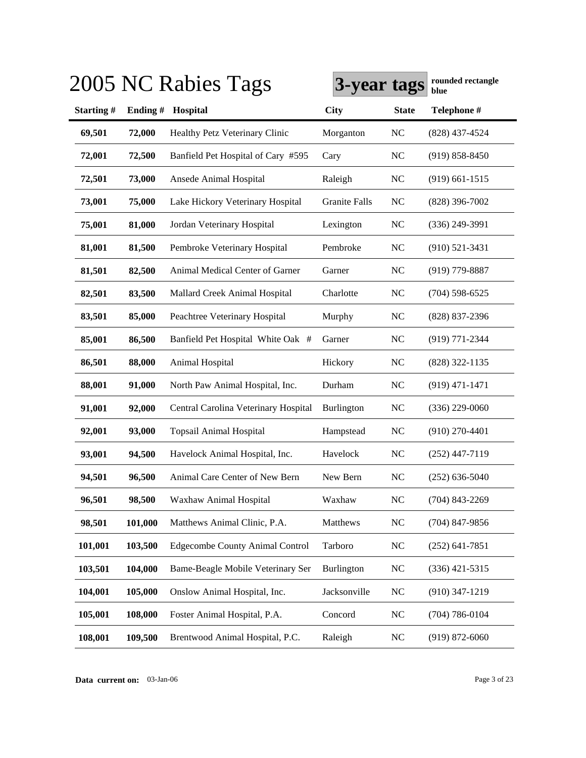# 2005 NC Rabies Tags

**3-year tags** **rounded rectangle blue**

| Starting # | Ending # | Hospital | City | State | Telephone # |
|---|---|---|---|---|---|
| **69,501** | **72,000** | Healthy Petz Veterinary Clinic | Morganton | NC | (828) 437-4524 |
| **72,001** | **72,500** | Banfield Pet Hospital of Cary #595 | Cary | NC | (919) 858-8450 |
| **72,501** | **73,000** | Ansede Animal Hospital | Raleigh | NC | (919) 661-1515 |
| **73,001** | **75,000** | Lake Hickory Veterinary Hospital | Granite Falls | NC | (828) 396-7002 |
| **75,001** | **81,000** | Jordan Veterinary Hospital | Lexington | NC | (336) 249-3991 |
| **81,001** | **81,500** | Pembroke Veterinary Hospital | Pembroke | NC | (910) 521-3431 |
| **81,501** | **82,500** | Animal Medical Center of Garner | Garner | NC | (919) 779-8887 |
| **82,501** | **83,500** | Mallard Creek Animal Hospital | Charlotte | NC | (704) 598-6525 |
| **83,501** | **85,000** | Peachtree Veterinary Hospital | Murphy | NC | (828) 837-2396 |
| **85,001** | **86,500** | Banfield Pet Hospital White Oak # | Garner | NC | (919) 771-2344 |
| **86,501** | **88,000** | Animal Hospital | Hickory | NC | (828) 322-1135 |
| **88,001** | **91,000** | North Paw Animal Hospital, Inc. | Durham | NC | (919) 471-1471 |
| **91,001** | **92,000** | Central Carolina Veterinary Hospital | Burlington | NC | (336) 229-0060 |
| **92,001** | **93,000** | Topsail Animal Hospital | Hampstead | NC | (910) 270-4401 |
| **93,001** | **94,500** | Havelock Animal Hospital, Inc. | Havelock | NC | (252) 447-7119 |
| **94,501** | **96,500** | Animal Care Center of New Bern | New Bern | NC | (252) 636-5040 |
| **96,501** | **98,500** | Waxhaw Animal Hospital | Waxhaw | NC | (704) 843-2269 |
| **98,501** | **101,000** | Matthews Animal Clinic, P.A. | Matthews | NC | (704) 847-9856 |
| **101,001** | **103,500** | Edgecombe County Animal Control | Tarboro | NC | (252) 641-7851 |
| **103,501** | **104,000** | Bame-Beagle Mobile Veterinary Ser | Burlington | NC | (336) 421-5315 |
| **104,001** | **105,000** | Onslow Animal Hospital, Inc. | Jacksonville | NC | (910) 347-1219 |
| **105,001** | **108,000** | Foster Animal Hospital, P.A. | Concord | NC | (704) 786-0104 |
| **108,001** | **109,500** | Brentwood Animal Hospital, P.C. | Raleigh | NC | (919) 872-6060 |

**Data current on:** 03-Jan-06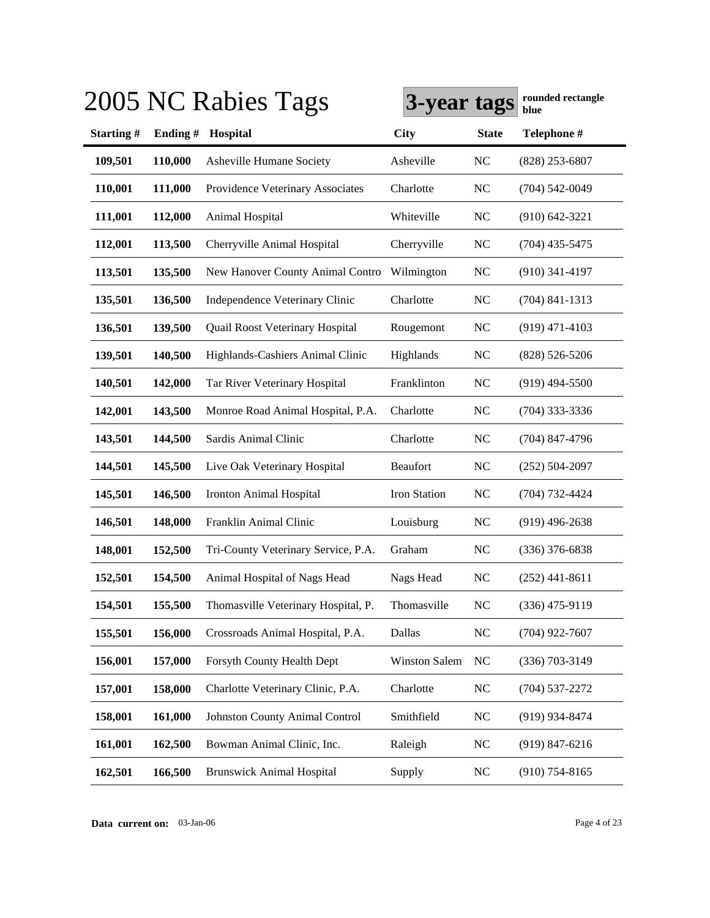# 2005 NC Rabies Tags

**3-year tags** **rounded rectangle blue**

| Starting # | Ending # | Hospital | City | State | Telephone # |
|---|---|---|---|---|---|
| **109,501** | **110,000** | Asheville Humane Society | Asheville | NC | (828) 253-6807 |
| **110,001** | **111,000** | Providence Veterinary Associates | Charlotte | NC | (704) 542-0049 |
| **111,001** | **112,000** | Animal Hospital | Whiteville | NC | (910) 642-3221 |
| **112,001** | **113,500** | Cherryville Animal Hospital | Cherryville | NC | (704) 435-5475 |
| **113,501** | **135,500** | New Hanover County Animal Contro | Wilmington | NC | (910) 341-4197 |
| **135,501** | **136,500** | Independence Veterinary Clinic | Charlotte | NC | (704) 841-1313 |
| **136,501** | **139,500** | Quail Roost Veterinary Hospital | Rougemont | NC | (919) 471-4103 |
| **139,501** | **140,500** | Highlands-Cashiers Animal Clinic | Highlands | NC | (828) 526-5206 |
| **140,501** | **142,000** | Tar River Veterinary Hospital | Franklinton | NC | (919) 494-5500 |
| **142,001** | **143,500** | Monroe Road Animal Hospital, P.A. | Charlotte | NC | (704) 333-3336 |
| **143,501** | **144,500** | Sardis Animal Clinic | Charlotte | NC | (704) 847-4796 |
| **144,501** | **145,500** | Live Oak Veterinary Hospital | Beaufort | NC | (252) 504-2097 |
| **145,501** | **146,500** | Ironton Animal Hospital | Iron Station | NC | (704) 732-4424 |
| **146,501** | **148,000** | Franklin Animal Clinic | Louisburg | NC | (919) 496-2638 |
| **148,001** | **152,500** | Tri-County Veterinary Service, P.A. | Graham | NC | (336) 376-6838 |
| **152,501** | **154,500** | Animal Hospital of Nags Head | Nags Head | NC | (252) 441-8611 |
| **154,501** | **155,500** | Thomasville Veterinary Hospital, P. | Thomasville | NC | (336) 475-9119 |
| **155,501** | **156,000** | Crossroads Animal Hospital, P.A. | Dallas | NC | (704) 922-7607 |
| **156,001** | **157,000** | Forsyth County Health Dept | Winston Salem | NC | (336) 703-3149 |
| **157,001** | **158,000** | Charlotte Veterinary Clinic, P.A. | Charlotte | NC | (704) 537-2272 |
| **158,001** | **161,000** | Johnston County Animal Control | Smithfield | NC | (919) 934-8474 |
| **161,001** | **162,500** | Bowman Animal Clinic, Inc. | Raleigh | NC | (919) 847-6216 |
| **162,501** | **166,500** | Brunswick Animal Hospital | Supply | NC | (910) 754-8165 |

**Data current on:** 03-Jan-06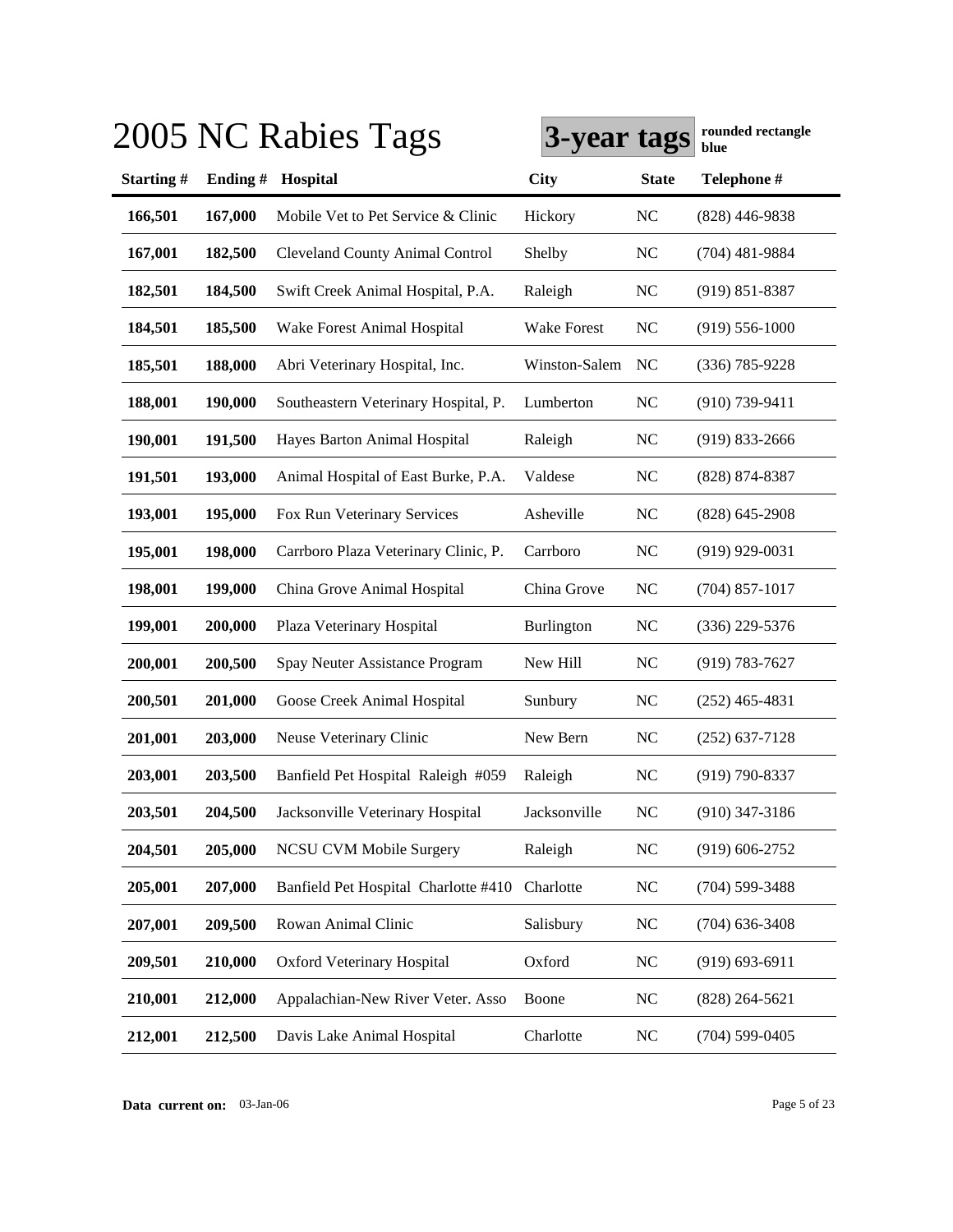# 2005 NC Rabies Tags

**3-year tags** **rounded rectangle blue**

| Starting # | Ending # | Hospital | City | State | Telephone # |
|---|---|---|---|---|---|
| **166,501** | **167,000** | Mobile Vet to Pet Service & Clinic | Hickory | NC | (828) 446-9838 |
| **167,001** | **182,500** | Cleveland County Animal Control | Shelby | NC | (704) 481-9884 |
| **182,501** | **184,500** | Swift Creek Animal Hospital, P.A. | Raleigh | NC | (919) 851-8387 |
| **184,501** | **185,500** | Wake Forest Animal Hospital | Wake Forest | NC | (919) 556-1000 |
| **185,501** | **188,000** | Abri Veterinary Hospital, Inc. | Winston-Salem | NC | (336) 785-9228 |
| **188,001** | **190,000** | Southeastern Veterinary Hospital, P. | Lumberton | NC | (910) 739-9411 |
| **190,001** | **191,500** | Hayes Barton Animal Hospital | Raleigh | NC | (919) 833-2666 |
| **191,501** | **193,000** | Animal Hospital of East Burke, P.A. | Valdese | NC | (828) 874-8387 |
| **193,001** | **195,000** | Fox Run Veterinary Services | Asheville | NC | (828) 645-2908 |
| **195,001** | **198,000** | Carrboro Plaza Veterinary Clinic, P. | Carrboro | NC | (919) 929-0031 |
| **198,001** | **199,000** | China Grove Animal Hospital | China Grove | NC | (704) 857-1017 |
| **199,001** | **200,000** | Plaza Veterinary Hospital | Burlington | NC | (336) 229-5376 |
| **200,001** | **200,500** | Spay Neuter Assistance Program | New Hill | NC | (919) 783-7627 |
| **200,501** | **201,000** | Goose Creek Animal Hospital | Sunbury | NC | (252) 465-4831 |
| **201,001** | **203,000** | Neuse Veterinary Clinic | New Bern | NC | (252) 637-7128 |
| **203,001** | **203,500** | Banfield Pet Hospital Raleigh #059 | Raleigh | NC | (919) 790-8337 |
| **203,501** | **204,500** | Jacksonville Veterinary Hospital | Jacksonville | NC | (910) 347-3186 |
| **204,501** | **205,000** | NCSU CVM Mobile Surgery | Raleigh | NC | (919) 606-2752 |
| **205,001** | **207,000** | Banfield Pet Hospital Charlotte #410 | Charlotte | NC | (704) 599-3488 |
| **207,001** | **209,500** | Rowan Animal Clinic | Salisbury | NC | (704) 636-3408 |
| **209,501** | **210,000** | Oxford Veterinary Hospital | Oxford | NC | (919) 693-6911 |
| **210,001** | **212,000** | Appalachian-New River Veter. Asso | Boone | NC | (828) 264-5621 |
| **212,001** | **212,500** | Davis Lake Animal Hospital | Charlotte | NC | (704) 599-0405 |

**Data current on:** 03-Jan-06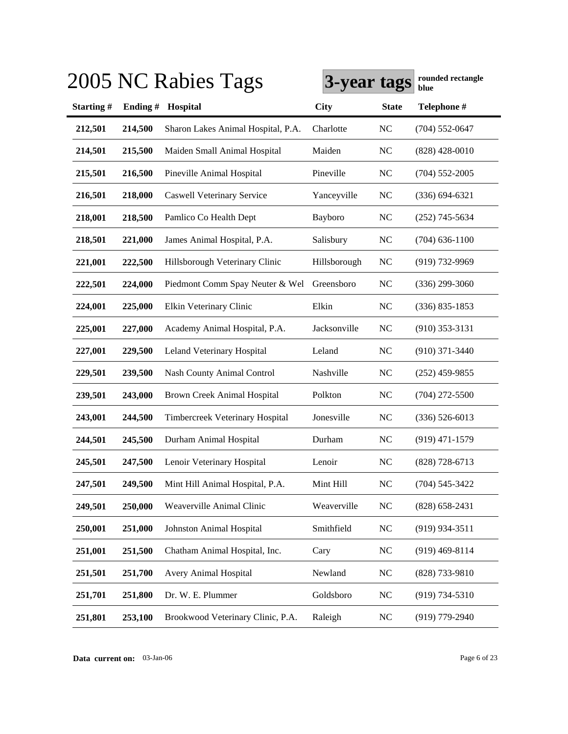# 2005 NC Rabies Tags

**3-year tags** **rounded rectangle blue**

| Starting # | Ending # | Hospital | City | State | Telephone # |
|---|---|---|---|---|---|
| **212,501** | **214,500** | Sharon Lakes Animal Hospital, P.A. | Charlotte | NC | (704) 552-0647 |
| **214,501** | **215,500** | Maiden Small Animal Hospital | Maiden | NC | (828) 428-0010 |
| **215,501** | **216,500** | Pineville Animal Hospital | Pineville | NC | (704) 552-2005 |
| **216,501** | **218,000** | Caswell Veterinary Service | Yanceyville | NC | (336) 694-6321 |
| **218,001** | **218,500** | Pamlico Co Health Dept | Bayboro | NC | (252) 745-5634 |
| **218,501** | **221,000** | James Animal Hospital, P.A. | Salisbury | NC | (704) 636-1100 |
| **221,001** | **222,500** | Hillsborough Veterinary Clinic | Hillsborough | NC | (919) 732-9969 |
| **222,501** | **224,000** | Piedmont Comm Spay Neuter & Wel | Greensboro | NC | (336) 299-3060 |
| **224,001** | **225,000** | Elkin Veterinary Clinic | Elkin | NC | (336) 835-1853 |
| **225,001** | **227,000** | Academy Animal Hospital, P.A. | Jacksonville | NC | (910) 353-3131 |
| **227,001** | **229,500** | Leland Veterinary Hospital | Leland | NC | (910) 371-3440 |
| **229,501** | **239,500** | Nash County Animal Control | Nashville | NC | (252) 459-9855 |
| **239,501** | **243,000** | Brown Creek Animal Hospital | Polkton | NC | (704) 272-5500 |
| **243,001** | **244,500** | Timbercreek Veterinary Hospital | Jonesville | NC | (336) 526-6013 |
| **244,501** | **245,500** | Durham Animal Hospital | Durham | NC | (919) 471-1579 |
| **245,501** | **247,500** | Lenoir Veterinary Hospital | Lenoir | NC | (828) 728-6713 |
| **247,501** | **249,500** | Mint Hill Animal Hospital, P.A. | Mint Hill | NC | (704) 545-3422 |
| **249,501** | **250,000** | Weaverville Animal Clinic | Weaverville | NC | (828) 658-2431 |
| **250,001** | **251,000** | Johnston Animal Hospital | Smithfield | NC | (919) 934-3511 |
| **251,001** | **251,500** | Chatham Animal Hospital, Inc. | Cary | NC | (919) 469-8114 |
| **251,501** | **251,700** | Avery Animal Hospital | Newland | NC | (828) 733-9810 |
| **251,701** | **251,800** | Dr. W. E. Plummer | Goldsboro | NC | (919) 734-5310 |
| **251,801** | **253,100** | Brookwood Veterinary Clinic, P.A. | Raleigh | NC | (919) 779-2940 |

**Data current on:** 03-Jan-06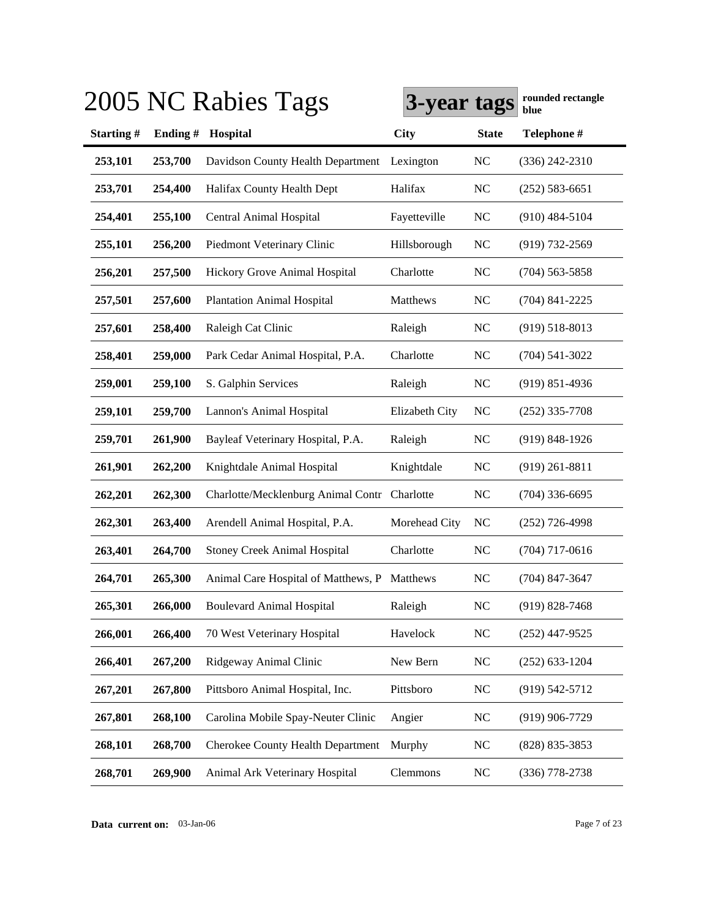# 2005 NC Rabies Tags

**3-year tags** **rounded rectangle blue**

| Starting # | Ending # | Hospital | City | State | Telephone # |
|---|---|---|---|---|---|
| 253,101 | 253,700 | Davidson County Health Department | Lexington | NC | (336) 242-2310 |
| 253,701 | 254,400 | Halifax County Health Dept | Halifax | NC | (252) 583-6651 |
| 254,401 | 255,100 | Central Animal Hospital | Fayetteville | NC | (910) 484-5104 |
| 255,101 | 256,200 | Piedmont Veterinary Clinic | Hillsborough | NC | (919) 732-2569 |
| 256,201 | 257,500 | Hickory Grove Animal Hospital | Charlotte | NC | (704) 563-5858 |
| 257,501 | 257,600 | Plantation Animal Hospital | Matthews | NC | (704) 841-2225 |
| 257,601 | 258,400 | Raleigh Cat Clinic | Raleigh | NC | (919) 518-8013 |
| 258,401 | 259,000 | Park Cedar Animal Hospital, P.A. | Charlotte | NC | (704) 541-3022 |
| 259,001 | 259,100 | S. Galphin Services | Raleigh | NC | (919) 851-4936 |
| 259,101 | 259,700 | Lannon's Animal Hospital | Elizabeth City | NC | (252) 335-7708 |
| 259,701 | 261,900 | Bayleaf Veterinary Hospital, P.A. | Raleigh | NC | (919) 848-1926 |
| 261,901 | 262,200 | Knightdale Animal Hospital | Knightdale | NC | (919) 261-8811 |
| 262,201 | 262,300 | Charlotte/Mecklenburg Animal Contr | Charlotte | NC | (704) 336-6695 |
| 262,301 | 263,400 | Arendell Animal Hospital, P.A. | Morehead City | NC | (252) 726-4998 |
| 263,401 | 264,700 | Stoney Creek Animal Hospital | Charlotte | NC | (704) 717-0616 |
| 264,701 | 265,300 | Animal Care Hospital of Matthews, P | Matthews | NC | (704) 847-3647 |
| 265,301 | 266,000 | Boulevard Animal Hospital | Raleigh | NC | (919) 828-7468 |
| 266,001 | 266,400 | 70 West Veterinary Hospital | Havelock | NC | (252) 447-9525 |
| 266,401 | 267,200 | Ridgeway Animal Clinic | New Bern | NC | (252) 633-1204 |
| 267,201 | 267,800 | Pittsboro Animal Hospital, Inc. | Pittsboro | NC | (919) 542-5712 |
| 267,801 | 268,100 | Carolina Mobile Spay-Neuter Clinic | Angier | NC | (919) 906-7729 |
| 268,101 | 268,700 | Cherokee County Health Department | Murphy | NC | (828) 835-3853 |
| 268,701 | 269,900 | Animal Ark Veterinary Hospital | Clemmons | NC | (336) 778-2738 |

**Data current on:** 03-Jan-06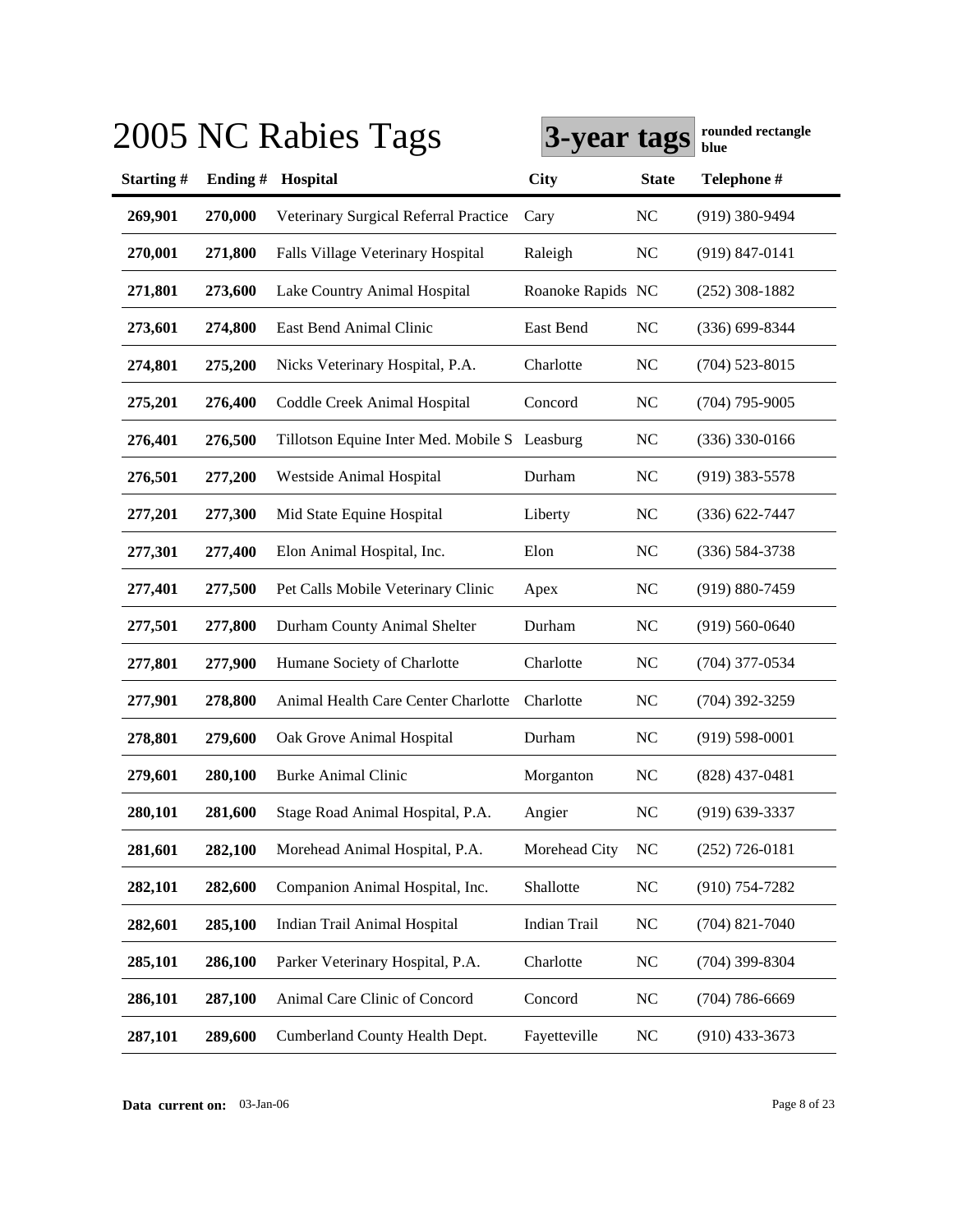# 2005 NC Rabies Tags

**3-year tags** **rounded rectangle blue**

| Starting # | Ending # | Hospital | City | State | Telephone # |
|---|---|---|---|---|---|
| 269,901 | 270,000 | Veterinary Surgical Referral Practice | Cary | NC | (919) 380-9494 |
| 270,001 | 271,800 | Falls Village Veterinary Hospital | Raleigh | NC | (919) 847-0141 |
| 271,801 | 273,600 | Lake Country Animal Hospital | Roanoke Rapids | NC | (252) 308-1882 |
| 273,601 | 274,800 | East Bend Animal Clinic | East Bend | NC | (336) 699-8344 |
| 274,801 | 275,200 | Nicks Veterinary Hospital, P.A. | Charlotte | NC | (704) 523-8015 |
| 275,201 | 276,400 | Coddle Creek Animal Hospital | Concord | NC | (704) 795-9005 |
| 276,401 | 276,500 | Tillotson Equine Inter Med. Mobile S | Leasburg | NC | (336) 330-0166 |
| 276,501 | 277,200 | Westside Animal Hospital | Durham | NC | (919) 383-5578 |
| 277,201 | 277,300 | Mid State Equine Hospital | Liberty | NC | (336) 622-7447 |
| 277,301 | 277,400 | Elon Animal Hospital, Inc. | Elon | NC | (336) 584-3738 |
| 277,401 | 277,500 | Pet Calls Mobile Veterinary Clinic | Apex | NC | (919) 880-7459 |
| 277,501 | 277,800 | Durham County Animal Shelter | Durham | NC | (919) 560-0640 |
| 277,801 | 277,900 | Humane Society of Charlotte | Charlotte | NC | (704) 377-0534 |
| 277,901 | 278,800 | Animal Health Care Center Charlotte | Charlotte | NC | (704) 392-3259 |
| 278,801 | 279,600 | Oak Grove Animal Hospital | Durham | NC | (919) 598-0001 |
| 279,601 | 280,100 | Burke Animal Clinic | Morganton | NC | (828) 437-0481 |
| 280,101 | 281,600 | Stage Road Animal Hospital, P.A. | Angier | NC | (919) 639-3337 |
| 281,601 | 282,100 | Morehead Animal Hospital, P.A. | Morehead City | NC | (252) 726-0181 |
| 282,101 | 282,600 | Companion Animal Hospital, Inc. | Shallotte | NC | (910) 754-7282 |
| 282,601 | 285,100 | Indian Trail Animal Hospital | Indian Trail | NC | (704) 821-7040 |
| 285,101 | 286,100 | Parker Veterinary Hospital, P.A. | Charlotte | NC | (704) 399-8304 |
| 286,101 | 287,100 | Animal Care Clinic of Concord | Concord | NC | (704) 786-6669 |
| 287,101 | 289,600 | Cumberland County Health Dept. | Fayetteville | NC | (910) 433-3673 |

**Data current on:** 03-Jan-06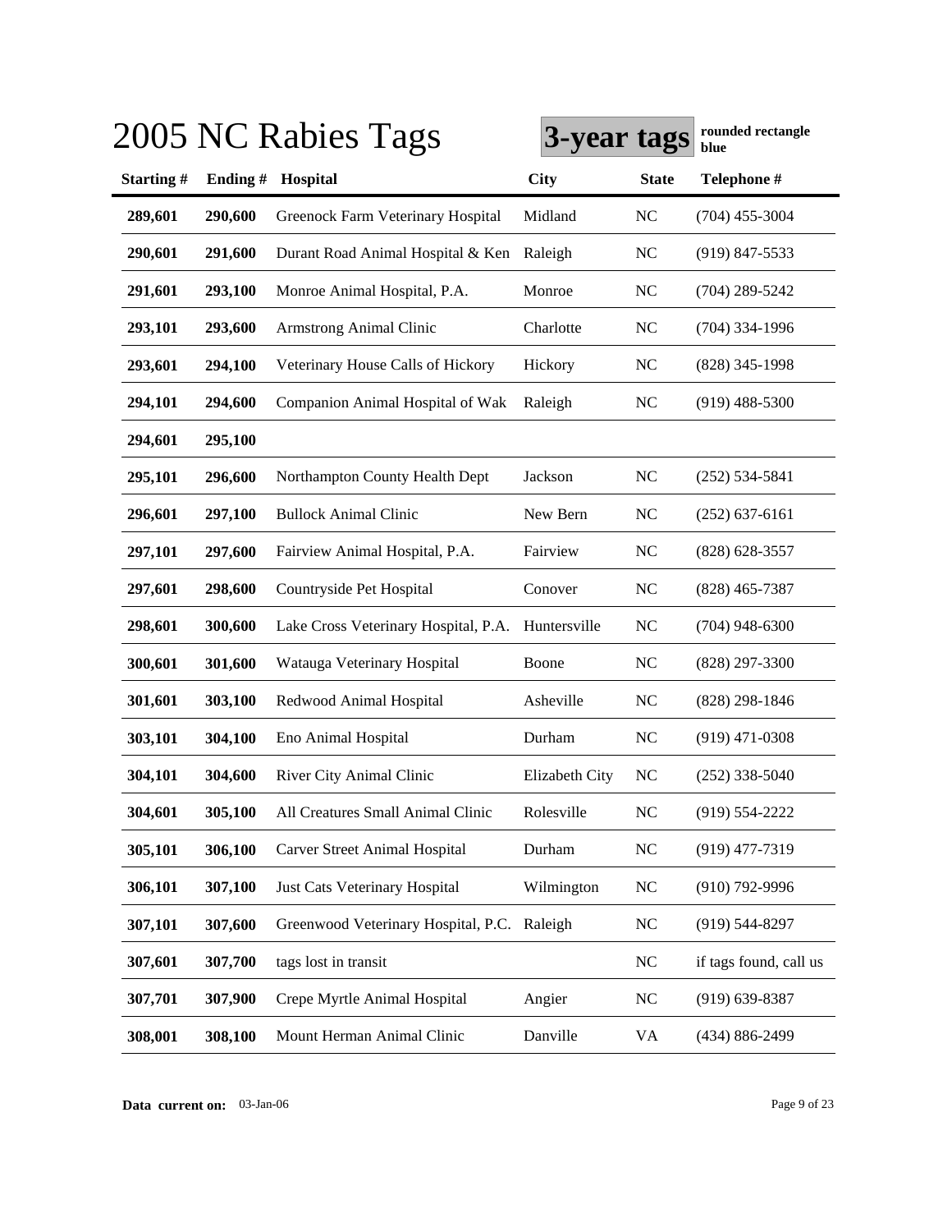# 2005 NC Rabies Tags

**3-year tags** **rounded rectangle blue**

| Starting # | Ending # | Hospital | City | State | Telephone # |
|---|---|---|---|---|---|
| **289,601** | **290,600** | Greenock Farm Veterinary Hospital | Midland | NC | (704) 455-3004 |
| **290,601** | **291,600** | Durant Road Animal Hospital & Ken | Raleigh | NC | (919) 847-5533 |
| **291,601** | **293,100** | Monroe Animal Hospital, P.A. | Monroe | NC | (704) 289-5242 |
| **293,101** | **293,600** | Armstrong Animal Clinic | Charlotte | NC | (704) 334-1996 |
| **293,601** | **294,100** | Veterinary House Calls of Hickory | Hickory | NC | (828) 345-1998 |
| **294,101** | **294,600** | Companion Animal Hospital of Wak | Raleigh | NC | (919) 488-5300 |
| **294,601** | **295,100** | | | | |
| **295,101** | **296,600** | Northampton County Health Dept | Jackson | NC | (252) 534-5841 |
| **296,601** | **297,100** | Bullock Animal Clinic | New Bern | NC | (252) 637-6161 |
| **297,101** | **297,600** | Fairview Animal Hospital, P.A. | Fairview | NC | (828) 628-3557 |
| **297,601** | **298,600** | Countryside Pet Hospital | Conover | NC | (828) 465-7387 |
| **298,601** | **300,600** | Lake Cross Veterinary Hospital, P.A. | Huntersville | NC | (704) 948-6300 |
| **300,601** | **301,600** | Watauga Veterinary Hospital | Boone | NC | (828) 297-3300 |
| **301,601** | **303,100** | Redwood Animal Hospital | Asheville | NC | (828) 298-1846 |
| **303,101** | **304,100** | Eno Animal Hospital | Durham | NC | (919) 471-0308 |
| **304,101** | **304,600** | River City Animal Clinic | Elizabeth City | NC | (252) 338-5040 |
| **304,601** | **305,100** | All Creatures Small Animal Clinic | Rolesville | NC | (919) 554-2222 |
| **305,101** | **306,100** | Carver Street Animal Hospital | Durham | NC | (919) 477-7319 |
| **306,101** | **307,100** | Just Cats Veterinary Hospital | Wilmington | NC | (910) 792-9996 |
| **307,101** | **307,600** | Greenwood Veterinary Hospital, P.C. | Raleigh | NC | (919) 544-8297 |
| **307,601** | **307,700** | tags lost in transit | | NC | if tags found, call us |
| **307,701** | **307,900** | Crepe Myrtle Animal Hospital | Angier | NC | (919) 639-8387 |
| **308,001** | **308,100** | Mount Herman Animal Clinic | Danville | VA | (434) 886-2499 |

**Data current on:** 03-Jan-06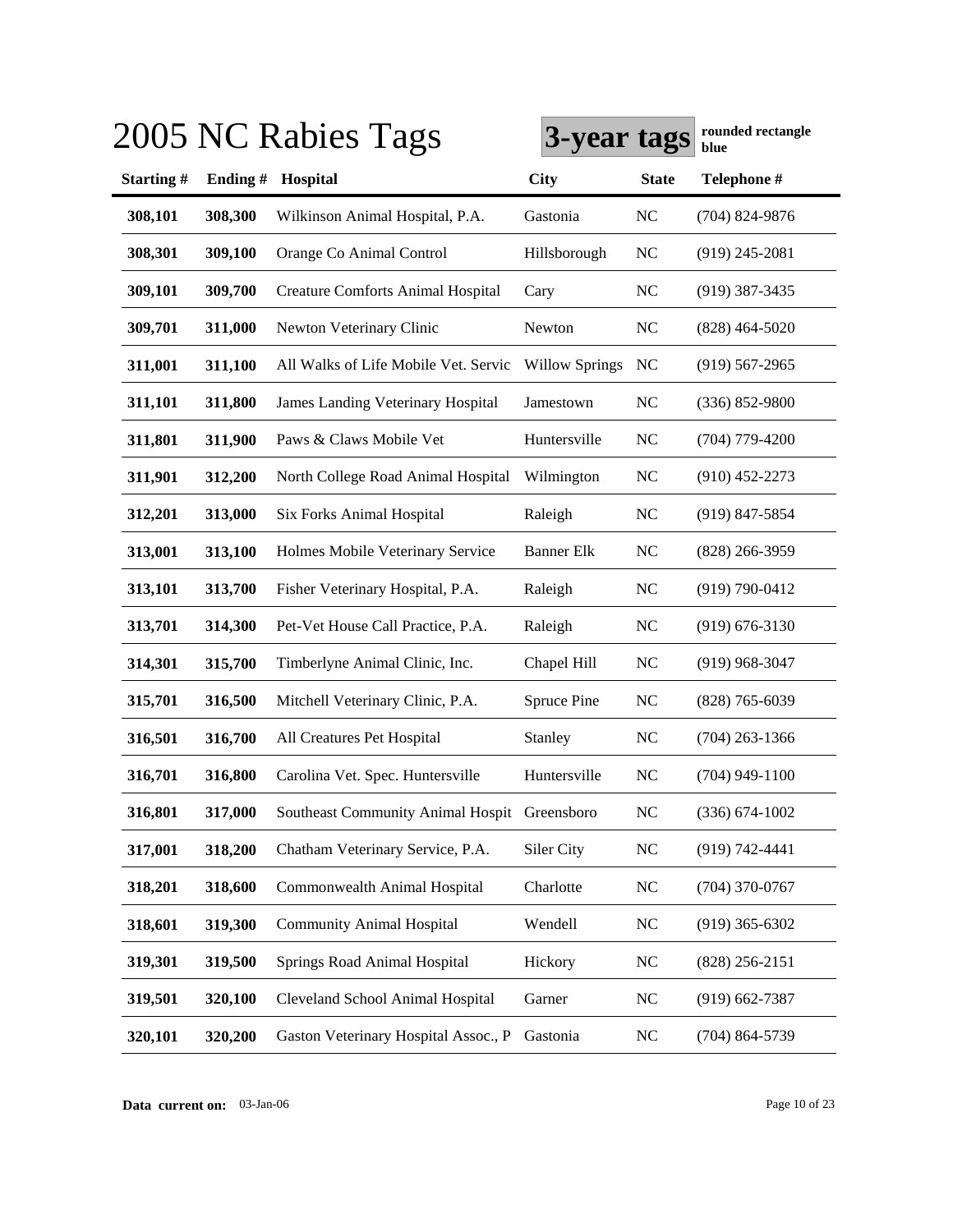# 2005 NC Rabies Tags

**3-year tags** **rounded rectangle blue**

| Starting # | Ending # | Hospital | City | State | Telephone # |
|---|---|---|---|---|---|
| **308,101** | **308,300** | Wilkinson Animal Hospital, P.A. | Gastonia | NC | (704) 824-9876 |
| **308,301** | **309,100** | Orange Co Animal Control | Hillsborough | NC | (919) 245-2081 |
| **309,101** | **309,700** | Creature Comforts Animal Hospital | Cary | NC | (919) 387-3435 |
| **309,701** | **311,000** | Newton Veterinary Clinic | Newton | NC | (828) 464-5020 |
| **311,001** | **311,100** | All Walks of Life Mobile Vet. Servic | Willow Springs | NC | (919) 567-2965 |
| **311,101** | **311,800** | James Landing Veterinary Hospital | Jamestown | NC | (336) 852-9800 |
| **311,801** | **311,900** | Paws & Claws Mobile Vet | Huntersville | NC | (704) 779-4200 |
| **311,901** | **312,200** | North College Road Animal Hospital | Wilmington | NC | (910) 452-2273 |
| **312,201** | **313,000** | Six Forks Animal Hospital | Raleigh | NC | (919) 847-5854 |
| **313,001** | **313,100** | Holmes Mobile Veterinary Service | Banner Elk | NC | (828) 266-3959 |
| **313,101** | **313,700** | Fisher Veterinary Hospital, P.A. | Raleigh | NC | (919) 790-0412 |
| **313,701** | **314,300** | Pet-Vet House Call Practice, P.A. | Raleigh | NC | (919) 676-3130 |
| **314,301** | **315,700** | Timberlyne Animal Clinic, Inc. | Chapel Hill | NC | (919) 968-3047 |
| **315,701** | **316,500** | Mitchell Veterinary Clinic, P.A. | Spruce Pine | NC | (828) 765-6039 |
| **316,501** | **316,700** | All Creatures Pet Hospital | Stanley | NC | (704) 263-1366 |
| **316,701** | **316,800** | Carolina Vet. Spec. Huntersville | Huntersville | NC | (704) 949-1100 |
| **316,801** | **317,000** | Southeast Community Animal Hospit | Greensboro | NC | (336) 674-1002 |
| **317,001** | **318,200** | Chatham Veterinary Service, P.A. | Siler City | NC | (919) 742-4441 |
| **318,201** | **318,600** | Commonwealth Animal Hospital | Charlotte | NC | (704) 370-0767 |
| **318,601** | **319,300** | Community Animal Hospital | Wendell | NC | (919) 365-6302 |
| **319,301** | **319,500** | Springs Road Animal Hospital | Hickory | NC | (828) 256-2151 |
| **319,501** | **320,100** | Cleveland School Animal Hospital | Garner | NC | (919) 662-7387 |
| **320,101** | **320,200** | Gaston Veterinary Hospital Assoc., P | Gastonia | NC | (704) 864-5739 |

**Data current on:** 03-Jan-06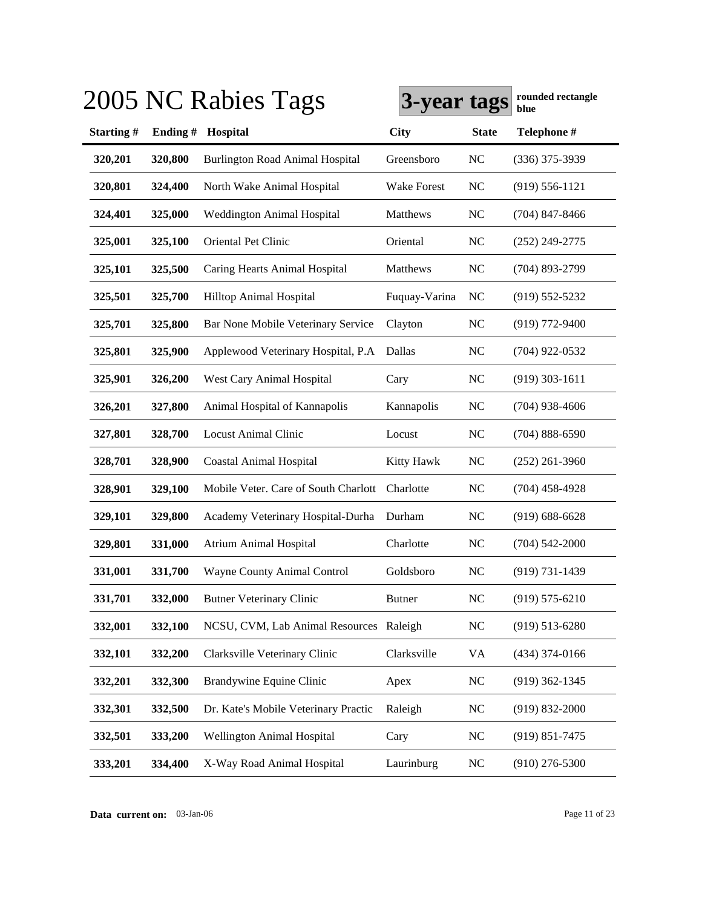# 2005 NC Rabies Tags

**3-year tags** **rounded rectangle blue**

| Starting # | Ending # | Hospital | City | State | Telephone # |
|---|---|---|---|---|---|
| **320,201** | **320,800** | Burlington Road Animal Hospital | Greensboro | NC | (336) 375-3939 |
| **320,801** | **324,400** | North Wake Animal Hospital | Wake Forest | NC | (919) 556-1121 |
| **324,401** | **325,000** | Weddington Animal Hospital | Matthews | NC | (704) 847-8466 |
| **325,001** | **325,100** | Oriental Pet Clinic | Oriental | NC | (252) 249-2775 |
| **325,101** | **325,500** | Caring Hearts Animal Hospital | Matthews | NC | (704) 893-2799 |
| **325,501** | **325,700** | Hilltop Animal Hospital | Fuquay-Varina | NC | (919) 552-5232 |
| **325,701** | **325,800** | Bar None Mobile Veterinary Service | Clayton | NC | (919) 772-9400 |
| **325,801** | **325,900** | Applewood Veterinary Hospital, P.A | Dallas | NC | (704) 922-0532 |
| **325,901** | **326,200** | West Cary Animal Hospital | Cary | NC | (919) 303-1611 |
| **326,201** | **327,800** | Animal Hospital of Kannapolis | Kannapolis | NC | (704) 938-4606 |
| **327,801** | **328,700** | Locust Animal Clinic | Locust | NC | (704) 888-6590 |
| **328,701** | **328,900** | Coastal Animal Hospital | Kitty Hawk | NC | (252) 261-3960 |
| **328,901** | **329,100** | Mobile Veter. Care of South Charlott | Charlotte | NC | (704) 458-4928 |
| **329,101** | **329,800** | Academy Veterinary Hospital-Durha | Durham | NC | (919) 688-6628 |
| **329,801** | **331,000** | Atrium Animal Hospital | Charlotte | NC | (704) 542-2000 |
| **331,001** | **331,700** | Wayne County Animal Control | Goldsboro | NC | (919) 731-1439 |
| **331,701** | **332,000** | Butner Veterinary Clinic | Butner | NC | (919) 575-6210 |
| **332,001** | **332,100** | NCSU, CVM, Lab Animal Resources | Raleigh | NC | (919) 513-6280 |
| **332,101** | **332,200** | Clarksville Veterinary Clinic | Clarksville | VA | (434) 374-0166 |
| **332,201** | **332,300** | Brandywine Equine Clinic | Apex | NC | (919) 362-1345 |
| **332,301** | **332,500** | Dr. Kate's Mobile Veterinary Practic | Raleigh | NC | (919) 832-2000 |
| **332,501** | **333,200** | Wellington Animal Hospital | Cary | NC | (919) 851-7475 |
| **333,201** | **334,400** | X-Way Road Animal Hospital | Laurinburg | NC | (910) 276-5300 |

**Data current on:** 03-Jan-06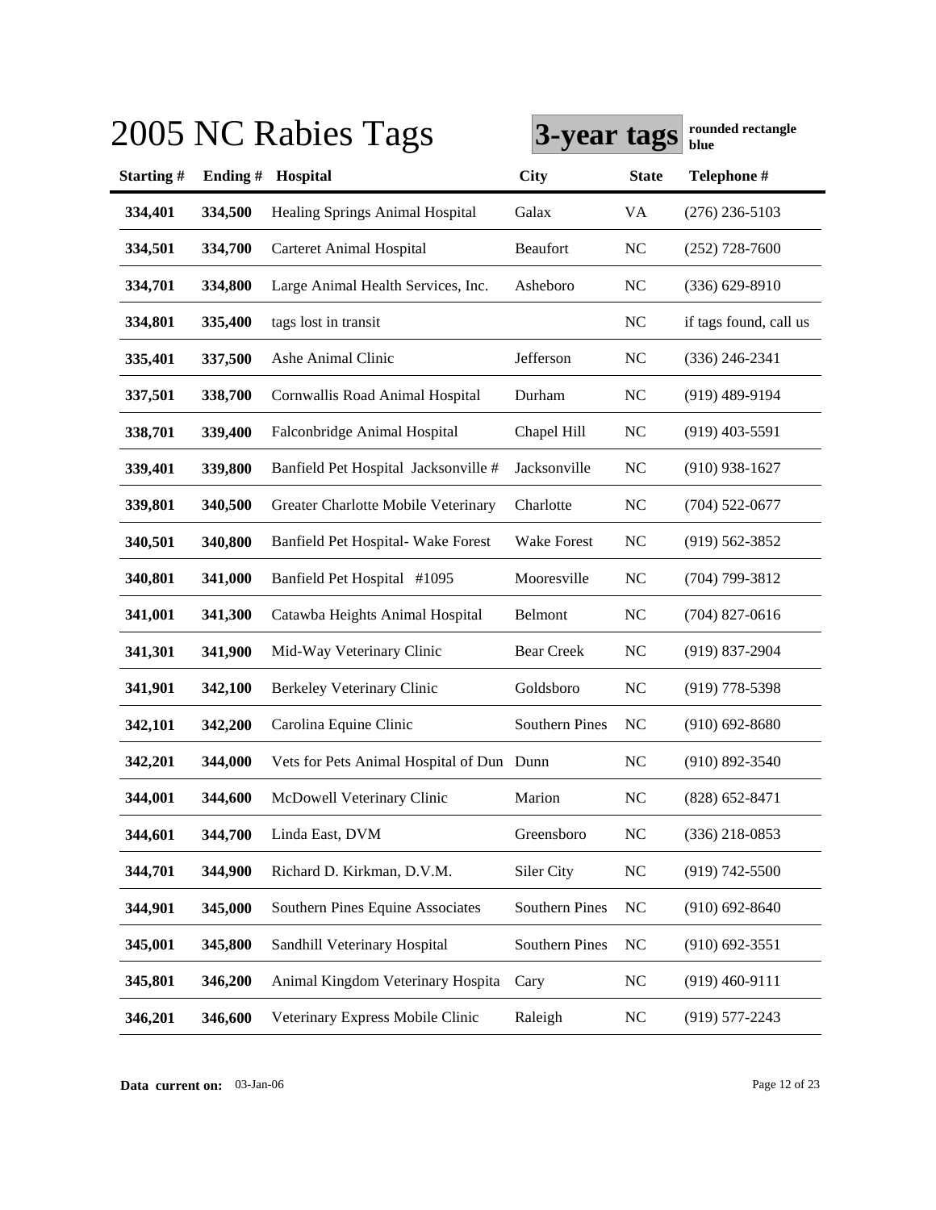# 2005 NC Rabies Tags

**3-year tags** **rounded rectangle blue**

| Starting # | Ending # | Hospital | City | State | Telephone # |
|---|---|---|---|---|---|
| 334,401 | 334,500 | Healing Springs Animal Hospital | Galax | VA | (276) 236-5103 |
| 334,501 | 334,700 | Carteret Animal Hospital | Beaufort | NC | (252) 728-7600 |
| 334,701 | 334,800 | Large Animal Health Services, Inc. | Asheboro | NC | (336) 629-8910 |
| 334,801 | 335,400 | tags lost in transit | | NC | if tags found, call us |
| 335,401 | 337,500 | Ashe Animal Clinic | Jefferson | NC | (336) 246-2341 |
| 337,501 | 338,700 | Cornwallis Road Animal Hospital | Durham | NC | (919) 489-9194 |
| 338,701 | 339,400 | Falconbridge Animal Hospital | Chapel Hill | NC | (919) 403-5591 |
| 339,401 | 339,800 | Banfield Pet Hospital Jacksonville # | Jacksonville | NC | (910) 938-1627 |
| 339,801 | 340,500 | Greater Charlotte Mobile Veterinary | Charlotte | NC | (704) 522-0677 |
| 340,501 | 340,800 | Banfield Pet Hospital- Wake Forest | Wake Forest | NC | (919) 562-3852 |
| 340,801 | 341,000 | Banfield Pet Hospital #1095 | Mooresville | NC | (704) 799-3812 |
| 341,001 | 341,300 | Catawba Heights Animal Hospital | Belmont | NC | (704) 827-0616 |
| 341,301 | 341,900 | Mid-Way Veterinary Clinic | Bear Creek | NC | (919) 837-2904 |
| 341,901 | 342,100 | Berkeley Veterinary Clinic | Goldsboro | NC | (919) 778-5398 |
| 342,101 | 342,200 | Carolina Equine Clinic | Southern Pines | NC | (910) 692-8680 |
| 342,201 | 344,000 | Vets for Pets Animal Hospital of Dun | Dunn | NC | (910) 892-3540 |
| 344,001 | 344,600 | McDowell Veterinary Clinic | Marion | NC | (828) 652-8471 |
| 344,601 | 344,700 | Linda East, DVM | Greensboro | NC | (336) 218-0853 |
| 344,701 | 344,900 | Richard D. Kirkman, D.V.M. | Siler City | NC | (919) 742-5500 |
| 344,901 | 345,000 | Southern Pines Equine Associates | Southern Pines | NC | (910) 692-8640 |
| 345,001 | 345,800 | Sandhill Veterinary Hospital | Southern Pines | NC | (910) 692-3551 |
| 345,801 | 346,200 | Animal Kingdom Veterinary Hospita | Cary | NC | (919) 460-9111 |
| 346,201 | 346,600 | Veterinary Express Mobile Clinic | Raleigh | NC | (919) 577-2243 |

**Data current on:** 03-Jan-06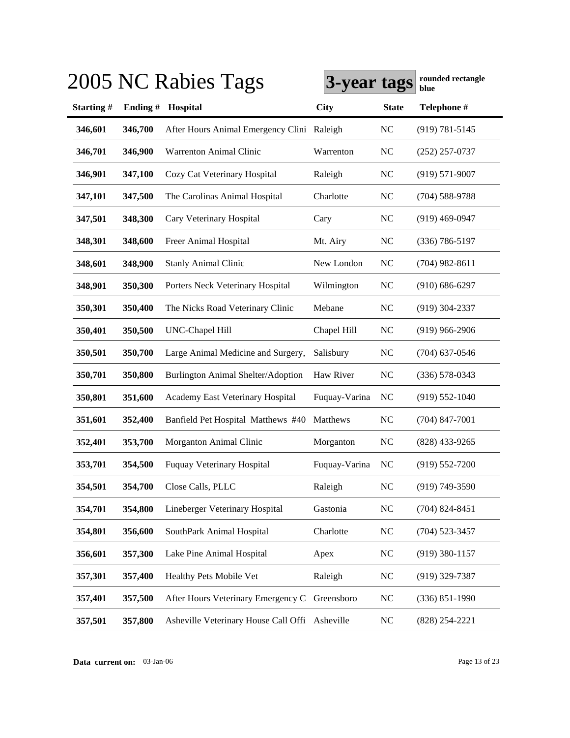# 2005 NC Rabies Tags

**3-year tags** **rounded rectangle blue**

| Starting # | Ending # | Hospital | City | State | Telephone # |
|---|---|---|---|---|---|
| 346,601 | 346,700 | After Hours Animal Emergency Clini | Raleigh | NC | (919) 781-5145 |
| 346,701 | 346,900 | Warrenton Animal Clinic | Warrenton | NC | (252) 257-0737 |
| 346,901 | 347,100 | Cozy Cat Veterinary Hospital | Raleigh | NC | (919) 571-9007 |
| 347,101 | 347,500 | The Carolinas Animal Hospital | Charlotte | NC | (704) 588-9788 |
| 347,501 | 348,300 | Cary Veterinary Hospital | Cary | NC | (919) 469-0947 |
| 348,301 | 348,600 | Freer Animal Hospital | Mt. Airy | NC | (336) 786-5197 |
| 348,601 | 348,900 | Stanly Animal Clinic | New London | NC | (704) 982-8611 |
| 348,901 | 350,300 | Porters Neck Veterinary Hospital | Wilmington | NC | (910) 686-6297 |
| 350,301 | 350,400 | The Nicks Road Veterinary Clinic | Mebane | NC | (919) 304-2337 |
| 350,401 | 350,500 | UNC-Chapel Hill | Chapel Hill | NC | (919) 966-2906 |
| 350,501 | 350,700 | Large Animal Medicine and Surgery, | Salisbury | NC | (704) 637-0546 |
| 350,701 | 350,800 | Burlington Animal Shelter/Adoption | Haw River | NC | (336) 578-0343 |
| 350,801 | 351,600 | Academy East Veterinary Hospital | Fuquay-Varina | NC | (919) 552-1040 |
| 351,601 | 352,400 | Banfield Pet Hospital Matthews #40 | Matthews | NC | (704) 847-7001 |
| 352,401 | 353,700 | Morganton Animal Clinic | Morganton | NC | (828) 433-9265 |
| 353,701 | 354,500 | Fuquay Veterinary Hospital | Fuquay-Varina | NC | (919) 552-7200 |
| 354,501 | 354,700 | Close Calls, PLLC | Raleigh | NC | (919) 749-3590 |
| 354,701 | 354,800 | Lineberger Veterinary Hospital | Gastonia | NC | (704) 824-8451 |
| 354,801 | 356,600 | SouthPark Animal Hospital | Charlotte | NC | (704) 523-3457 |
| 356,601 | 357,300 | Lake Pine Animal Hospital | Apex | NC | (919) 380-1157 |
| 357,301 | 357,400 | Healthy Pets Mobile Vet | Raleigh | NC | (919) 329-7387 |
| 357,401 | 357,500 | After Hours Veterinary Emergency C | Greensboro | NC | (336) 851-1990 |
| 357,501 | 357,800 | Asheville Veterinary House Call Offi | Asheville | NC | (828) 254-2221 |

**Data current on:** 03-Jan-06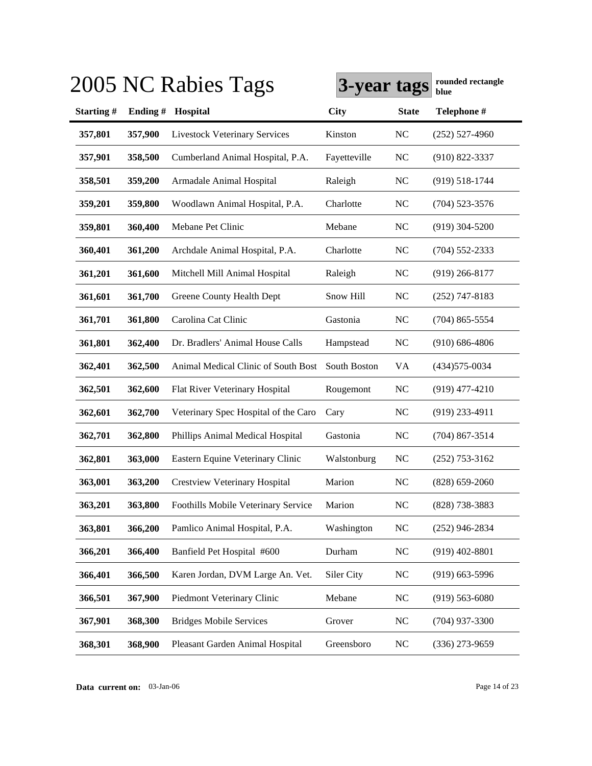# 2005 NC Rabies Tags

**3-year tags** **rounded rectangle blue**

| Starting # | Ending # | Hospital | City | State | Telephone # |
|---|---|---|---|---|---|
| 357,801 | 357,900 | Livestock Veterinary Services | Kinston | NC | (252) 527-4960 |
| 357,901 | 358,500 | Cumberland Animal Hospital, P.A. | Fayetteville | NC | (910) 822-3337 |
| 358,501 | 359,200 | Armadale Animal Hospital | Raleigh | NC | (919) 518-1744 |
| 359,201 | 359,800 | Woodlawn Animal Hospital, P.A. | Charlotte | NC | (704) 523-3576 |
| 359,801 | 360,400 | Mebane Pet Clinic | Mebane | NC | (919) 304-5200 |
| 360,401 | 361,200 | Archdale Animal Hospital, P.A. | Charlotte | NC | (704) 552-2333 |
| 361,201 | 361,600 | Mitchell Mill Animal Hospital | Raleigh | NC | (919) 266-8177 |
| 361,601 | 361,700 | Greene County Health Dept | Snow Hill | NC | (252) 747-8183 |
| 361,701 | 361,800 | Carolina Cat Clinic | Gastonia | NC | (704) 865-5554 |
| 361,801 | 362,400 | Dr. Bradlers' Animal House Calls | Hampstead | NC | (910) 686-4806 |
| 362,401 | 362,500 | Animal Medical Clinic of South Bost | South Boston | VA | (434)575-0034 |
| 362,501 | 362,600 | Flat River Veterinary Hospital | Rougemont | NC | (919) 477-4210 |
| 362,601 | 362,700 | Veterinary Spec Hospital of the Caro | Cary | NC | (919) 233-4911 |
| 362,701 | 362,800 | Phillips Animal Medical Hospital | Gastonia | NC | (704) 867-3514 |
| 362,801 | 363,000 | Eastern Equine Veterinary Clinic | Walstonburg | NC | (252) 753-3162 |
| 363,001 | 363,200 | Crestview Veterinary Hospital | Marion | NC | (828) 659-2060 |
| 363,201 | 363,800 | Foothills Mobile Veterinary Service | Marion | NC | (828) 738-3883 |
| 363,801 | 366,200 | Pamlico Animal Hospital, P.A. | Washington | NC | (252) 946-2834 |
| 366,201 | 366,400 | Banfield Pet Hospital #600 | Durham | NC | (919) 402-8801 |
| 366,401 | 366,500 | Karen Jordan, DVM Large An. Vet. | Siler City | NC | (919) 663-5996 |
| 366,501 | 367,900 | Piedmont Veterinary Clinic | Mebane | NC | (919) 563-6080 |
| 367,901 | 368,300 | Bridges Mobile Services | Grover | NC | (704) 937-3300 |
| 368,301 | 368,900 | Pleasant Garden Animal Hospital | Greensboro | NC | (336) 273-9659 |

**Data current on:** 03-Jan-06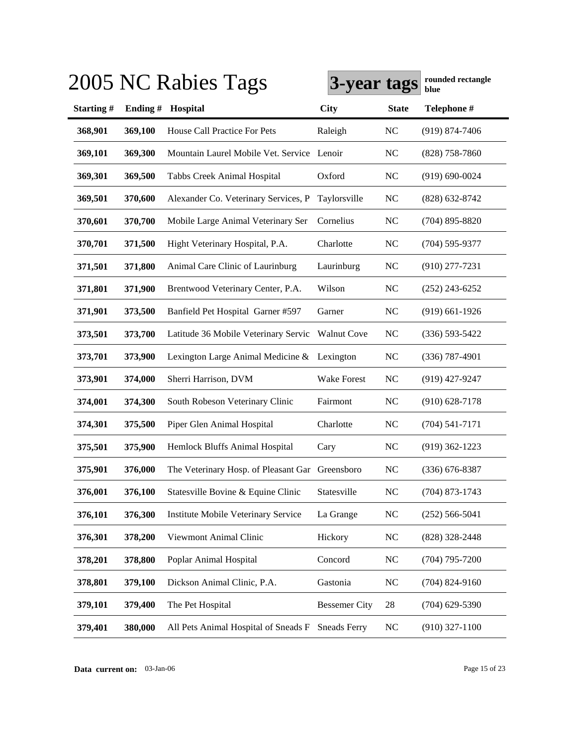# 2005 NC Rabies Tags

**3-year tags** **rounded rectangle blue**

| Starting # | Ending # | Hospital | City | State | Telephone # |
|---|---|---|---|---|---|
| **368,901** | **369,100** | House Call Practice For Pets | Raleigh | NC | (919) 874-7406 |
| **369,101** | **369,300** | Mountain Laurel Mobile Vet. Service | Lenoir | NC | (828) 758-7860 |
| **369,301** | **369,500** | Tabbs Creek Animal Hospital | Oxford | NC | (919) 690-0024 |
| **369,501** | **370,600** | Alexander Co. Veterinary Services, P | Taylorsville | NC | (828) 632-8742 |
| **370,601** | **370,700** | Mobile Large Animal Veterinary Ser | Cornelius | NC | (704) 895-8820 |
| **370,701** | **371,500** | Hight Veterinary Hospital, P.A. | Charlotte | NC | (704) 595-9377 |
| **371,501** | **371,800** | Animal Care Clinic of Laurinburg | Laurinburg | NC | (910) 277-7231 |
| **371,801** | **371,900** | Brentwood Veterinary Center, P.A. | Wilson | NC | (252) 243-6252 |
| **371,901** | **373,500** | Banfield Pet Hospital Garner #597 | Garner | NC | (919) 661-1926 |
| **373,501** | **373,700** | Latitude 36 Mobile Veterinary Servic | Walnut Cove | NC | (336) 593-5422 |
| **373,701** | **373,900** | Lexington Large Animal Medicine & | Lexington | NC | (336) 787-4901 |
| **373,901** | **374,000** | Sherri Harrison, DVM | Wake Forest | NC | (919) 427-9247 |
| **374,001** | **374,300** | South Robeson Veterinary Clinic | Fairmont | NC | (910) 628-7178 |
| **374,301** | **375,500** | Piper Glen Animal Hospital | Charlotte | NC | (704) 541-7171 |
| **375,501** | **375,900** | Hemlock Bluffs Animal Hospital | Cary | NC | (919) 362-1223 |
| **375,901** | **376,000** | The Veterinary Hosp. of Pleasant Gar | Greensboro | NC | (336) 676-8387 |
| **376,001** | **376,100** | Statesville Bovine & Equine Clinic | Statesville | NC | (704) 873-1743 |
| **376,101** | **376,300** | Institute Mobile Veterinary Service | La Grange | NC | (252) 566-5041 |
| **376,301** | **378,200** | Viewmont Animal Clinic | Hickory | NC | (828) 328-2448 |
| **378,201** | **378,800** | Poplar Animal Hospital | Concord | NC | (704) 795-7200 |
| **378,801** | **379,100** | Dickson Animal Clinic, P.A. | Gastonia | NC | (704) 824-9160 |
| **379,101** | **379,400** | The Pet Hospital | Bessemer City | 28 | (704) 629-5390 |
| **379,401** | **380,000** | All Pets Animal Hospital of Sneads F | Sneads Ferry | NC | (910) 327-1100 |

**Data current on:** 03-Jan-06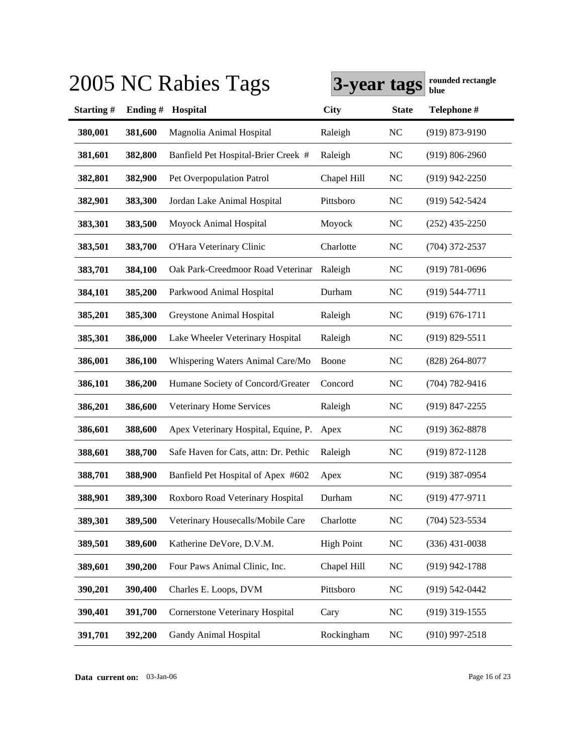# 2005 NC Rabies Tags

**3-year tags** **rounded rectangle blue**

| Starting # | Ending # | Hospital | City | State | Telephone # |
|---|---|---|---|---|---|
| **380,001** | **381,600** | Magnolia Animal Hospital | Raleigh | NC | (919) 873-9190 |
| **381,601** | **382,800** | Banfield Pet Hospital-Brier Creek # | Raleigh | NC | (919) 806-2960 |
| **382,801** | **382,900** | Pet Overpopulation Patrol | Chapel Hill | NC | (919) 942-2250 |
| **382,901** | **383,300** | Jordan Lake Animal Hospital | Pittsboro | NC | (919) 542-5424 |
| **383,301** | **383,500** | Moyock Animal Hospital | Moyock | NC | (252) 435-2250 |
| **383,501** | **383,700** | O'Hara Veterinary Clinic | Charlotte | NC | (704) 372-2537 |
| **383,701** | **384,100** | Oak Park-Creedmoor Road Veterinar | Raleigh | NC | (919) 781-0696 |
| **384,101** | **385,200** | Parkwood Animal Hospital | Durham | NC | (919) 544-7711 |
| **385,201** | **385,300** | Greystone Animal Hospital | Raleigh | NC | (919) 676-1711 |
| **385,301** | **386,000** | Lake Wheeler Veterinary Hospital | Raleigh | NC | (919) 829-5511 |
| **386,001** | **386,100** | Whispering Waters Animal Care/Mo | Boone | NC | (828) 264-8077 |
| **386,101** | **386,200** | Humane Society of Concord/Greater | Concord | NC | (704) 782-9416 |
| **386,201** | **386,600** | Veterinary Home Services | Raleigh | NC | (919) 847-2255 |
| **386,601** | **388,600** | Apex Veterinary Hospital, Equine, P. | Apex | NC | (919) 362-8878 |
| **388,601** | **388,700** | Safe Haven for Cats, attn: Dr. Pethic | Raleigh | NC | (919) 872-1128 |
| **388,701** | **388,900** | Banfield Pet Hospital of Apex #602 | Apex | NC | (919) 387-0954 |
| **388,901** | **389,300** | Roxboro Road Veterinary Hospital | Durham | NC | (919) 477-9711 |
| **389,301** | **389,500** | Veterinary Housecalls/Mobile Care | Charlotte | NC | (704) 523-5534 |
| **389,501** | **389,600** | Katherine DeVore, D.V.M. | High Point | NC | (336) 431-0038 |
| **389,601** | **390,200** | Four Paws Animal Clinic, Inc. | Chapel Hill | NC | (919) 942-1788 |
| **390,201** | **390,400** | Charles E. Loops, DVM | Pittsboro | NC | (919) 542-0442 |
| **390,401** | **391,700** | Cornerstone Veterinary Hospital | Cary | NC | (919) 319-1555 |
| **391,701** | **392,200** | Gandy Animal Hospital | Rockingham | NC | (910) 997-2518 |

**Data current on:** 03-Jan-06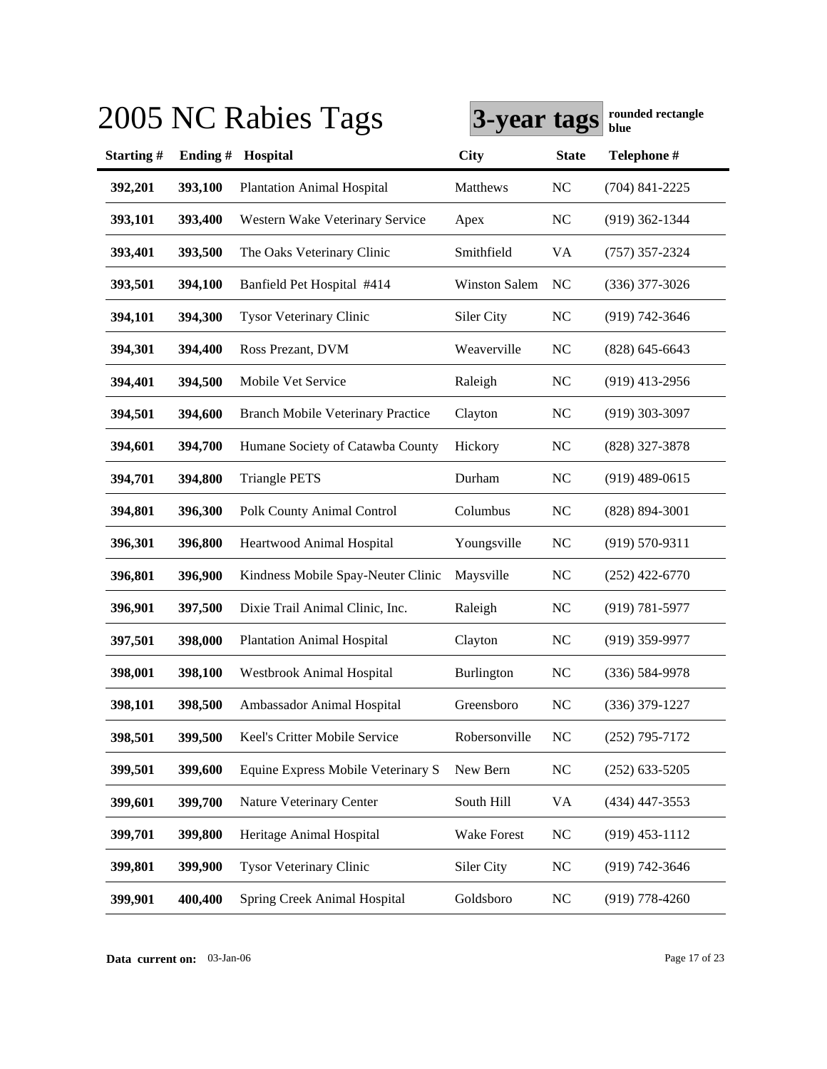# 2005 NC Rabies Tags

**3-year tags** **rounded rectangle blue**

| Starting # | Ending # | Hospital | City | State | Telephone # |
|---|---|---|---|---|---|
| **392,201** | **393,100** | Plantation Animal Hospital | Matthews | NC | (704) 841-2225 |
| **393,101** | **393,400** | Western Wake Veterinary Service | Apex | NC | (919) 362-1344 |
| **393,401** | **393,500** | The Oaks Veterinary Clinic | Smithfield | VA | (757) 357-2324 |
| **393,501** | **394,100** | Banfield Pet Hospital #414 | Winston Salem | NC | (336) 377-3026 |
| **394,101** | **394,300** | Tysor Veterinary Clinic | Siler City | NC | (919) 742-3646 |
| **394,301** | **394,400** | Ross Prezant, DVM | Weaverville | NC | (828) 645-6643 |
| **394,401** | **394,500** | Mobile Vet Service | Raleigh | NC | (919) 413-2956 |
| **394,501** | **394,600** | Branch Mobile Veterinary Practice | Clayton | NC | (919) 303-3097 |
| **394,601** | **394,700** | Humane Society of Catawba County | Hickory | NC | (828) 327-3878 |
| **394,701** | **394,800** | Triangle PETS | Durham | NC | (919) 489-0615 |
| **394,801** | **396,300** | Polk County Animal Control | Columbus | NC | (828) 894-3001 |
| **396,301** | **396,800** | Heartwood Animal Hospital | Youngsville | NC | (919) 570-9311 |
| **396,801** | **396,900** | Kindness Mobile Spay-Neuter Clinic | Maysville | NC | (252) 422-6770 |
| **396,901** | **397,500** | Dixie Trail Animal Clinic, Inc. | Raleigh | NC | (919) 781-5977 |
| **397,501** | **398,000** | Plantation Animal Hospital | Clayton | NC | (919) 359-9977 |
| **398,001** | **398,100** | Westbrook Animal Hospital | Burlington | NC | (336) 584-9978 |
| **398,101** | **398,500** | Ambassador Animal Hospital | Greensboro | NC | (336) 379-1227 |
| **398,501** | **399,500** | Keel's Critter Mobile Service | Robersonville | NC | (252) 795-7172 |
| **399,501** | **399,600** | Equine Express Mobile Veterinary S | New Bern | NC | (252) 633-5205 |
| **399,601** | **399,700** | Nature Veterinary Center | South Hill | VA | (434) 447-3553 |
| **399,701** | **399,800** | Heritage Animal Hospital | Wake Forest | NC | (919) 453-1112 |
| **399,801** | **399,900** | Tysor Veterinary Clinic | Siler City | NC | (919) 742-3646 |
| **399,901** | **400,400** | Spring Creek Animal Hospital | Goldsboro | NC | (919) 778-4260 |

**Data current on:** 03-Jan-06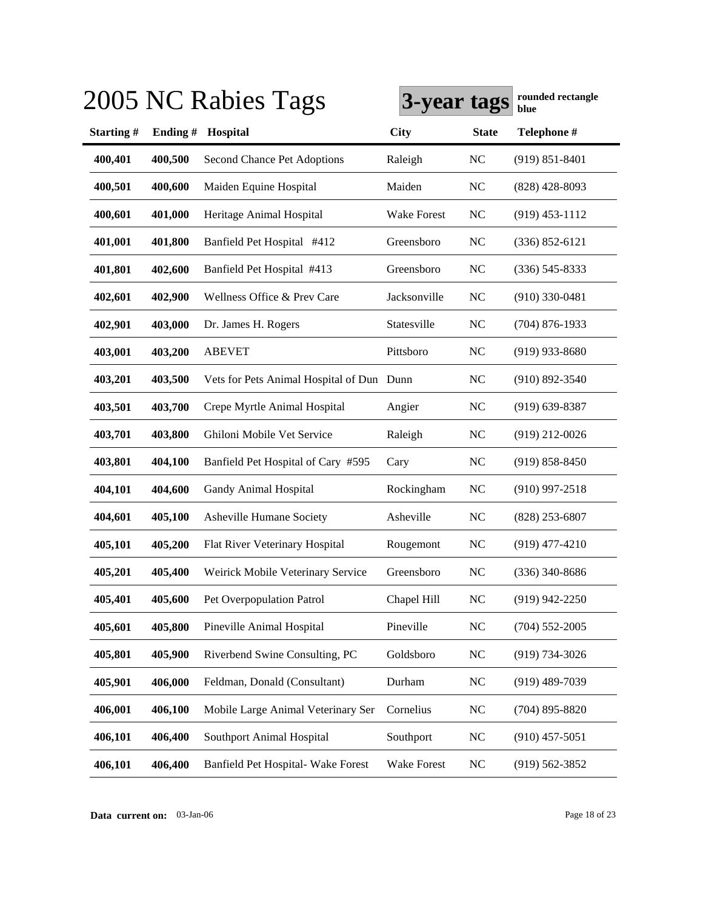# 2005 NC Rabies Tags

**3-year tags** **rounded rectangle blue**

| Starting # | Ending # | Hospital | City | State | Telephone # |
|---|---|---|---|---|---|
| **400,401** | **400,500** | Second Chance Pet Adoptions | Raleigh | NC | (919) 851-8401 |
| **400,501** | **400,600** | Maiden Equine Hospital | Maiden | NC | (828) 428-8093 |
| **400,601** | **401,000** | Heritage Animal Hospital | Wake Forest | NC | (919) 453-1112 |
| **401,001** | **401,800** | Banfield Pet Hospital #412 | Greensboro | NC | (336) 852-6121 |
| **401,801** | **402,600** | Banfield Pet Hospital #413 | Greensboro | NC | (336) 545-8333 |
| **402,601** | **402,900** | Wellness Office & Prev Care | Jacksonville | NC | (910) 330-0481 |
| **402,901** | **403,000** | Dr. James H. Rogers | Statesville | NC | (704) 876-1933 |
| **403,001** | **403,200** | ABEVET | Pittsboro | NC | (919) 933-8680 |
| **403,201** | **403,500** | Vets for Pets Animal Hospital of Dun | Dunn | NC | (910) 892-3540 |
| **403,501** | **403,700** | Crepe Myrtle Animal Hospital | Angier | NC | (919) 639-8387 |
| **403,701** | **403,800** | Ghiloni Mobile Vet Service | Raleigh | NC | (919) 212-0026 |
| **403,801** | **404,100** | Banfield Pet Hospital of Cary #595 | Cary | NC | (919) 858-8450 |
| **404,101** | **404,600** | Gandy Animal Hospital | Rockingham | NC | (910) 997-2518 |
| **404,601** | **405,100** | Asheville Humane Society | Asheville | NC | (828) 253-6807 |
| **405,101** | **405,200** | Flat River Veterinary Hospital | Rougemont | NC | (919) 477-4210 |
| **405,201** | **405,400** | Weirick Mobile Veterinary Service | Greensboro | NC | (336) 340-8686 |
| **405,401** | **405,600** | Pet Overpopulation Patrol | Chapel Hill | NC | (919) 942-2250 |
| **405,601** | **405,800** | Pineville Animal Hospital | Pineville | NC | (704) 552-2005 |
| **405,801** | **405,900** | Riverbend Swine Consulting, PC | Goldsboro | NC | (919) 734-3026 |
| **405,901** | **406,000** | Feldman, Donald (Consultant) | Durham | NC | (919) 489-7039 |
| **406,001** | **406,100** | Mobile Large Animal Veterinary Ser | Cornelius | NC | (704) 895-8820 |
| **406,101** | **406,400** | Southport Animal Hospital | Southport | NC | (910) 457-5051 |
| **406,101** | **406,400** | Banfield Pet Hospital- Wake Forest | Wake Forest | NC | (919) 562-3852 |

**Data current on:** 03-Jan-06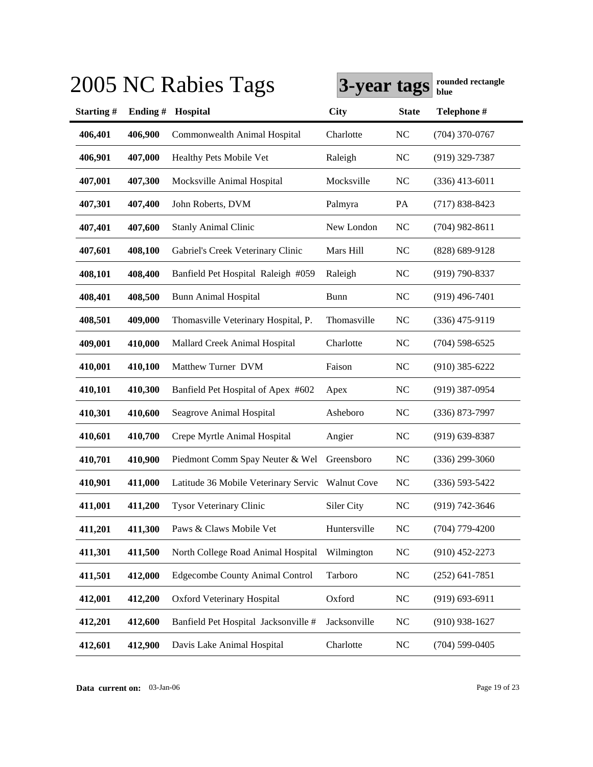# 2005 NC Rabies Tags

**3-year tags** **rounded rectangle blue**

| Starting # | Ending # | Hospital | City | State | Telephone # |
|---|---|---|---|---|---|
| **406,401** | **406,900** | Commonwealth Animal Hospital | Charlotte | NC | (704) 370-0767 |
| **406,901** | **407,000** | Healthy Pets Mobile Vet | Raleigh | NC | (919) 329-7387 |
| **407,001** | **407,300** | Mocksville Animal Hospital | Mocksville | NC | (336) 413-6011 |
| **407,301** | **407,400** | John Roberts, DVM | Palmyra | PA | (717) 838-8423 |
| **407,401** | **407,600** | Stanly Animal Clinic | New London | NC | (704) 982-8611 |
| **407,601** | **408,100** | Gabriel's Creek Veterinary Clinic | Mars Hill | NC | (828) 689-9128 |
| **408,101** | **408,400** | Banfield Pet Hospital Raleigh #059 | Raleigh | NC | (919) 790-8337 |
| **408,401** | **408,500** | Bunn Animal Hospital | Bunn | NC | (919) 496-7401 |
| **408,501** | **409,000** | Thomasville Veterinary Hospital, P. | Thomasville | NC | (336) 475-9119 |
| **409,001** | **410,000** | Mallard Creek Animal Hospital | Charlotte | NC | (704) 598-6525 |
| **410,001** | **410,100** | Matthew Turner DVM | Faison | NC | (910) 385-6222 |
| **410,101** | **410,300** | Banfield Pet Hospital of Apex #602 | Apex | NC | (919) 387-0954 |
| **410,301** | **410,600** | Seagrove Animal Hospital | Asheboro | NC | (336) 873-7997 |
| **410,601** | **410,700** | Crepe Myrtle Animal Hospital | Angier | NC | (919) 639-8387 |
| **410,701** | **410,900** | Piedmont Comm Spay Neuter & Wel | Greensboro | NC | (336) 299-3060 |
| **410,901** | **411,000** | Latitude 36 Mobile Veterinary Servic | Walnut Cove | NC | (336) 593-5422 |
| **411,001** | **411,200** | Tysor Veterinary Clinic | Siler City | NC | (919) 742-3646 |
| **411,201** | **411,300** | Paws & Claws Mobile Vet | Huntersville | NC | (704) 779-4200 |
| **411,301** | **411,500** | North College Road Animal Hospital | Wilmington | NC | (910) 452-2273 |
| **411,501** | **412,000** | Edgecombe County Animal Control | Tarboro | NC | (252) 641-7851 |
| **412,001** | **412,200** | Oxford Veterinary Hospital | Oxford | NC | (919) 693-6911 |
| **412,201** | **412,600** | Banfield Pet Hospital Jacksonville # | Jacksonville | NC | (910) 938-1627 |
| **412,601** | **412,900** | Davis Lake Animal Hospital | Charlotte | NC | (704) 599-0405 |

**Data current on:** 03-Jan-06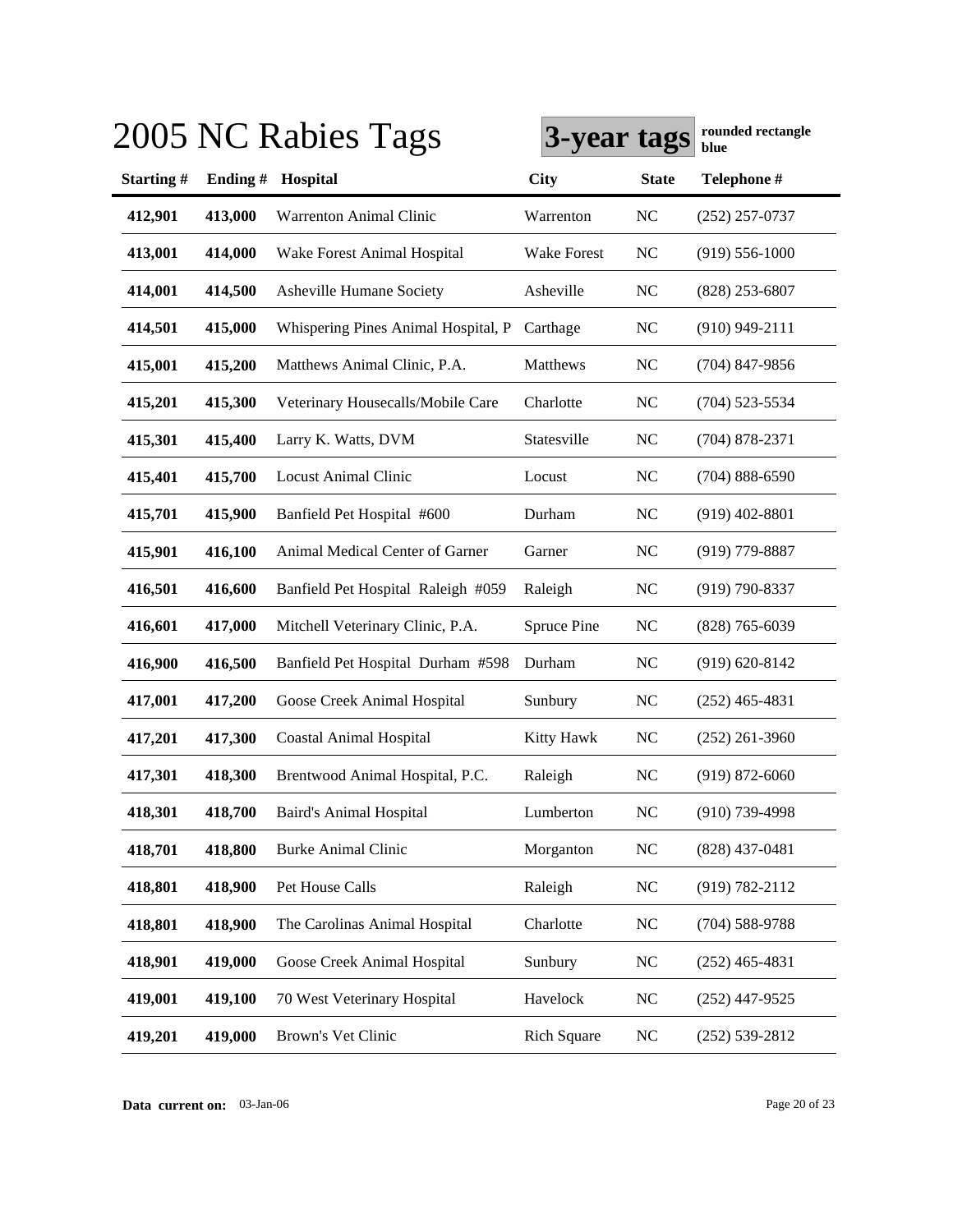# 2005 NC Rabies Tags

**3-year tags** **rounded rectangle blue**

| Starting # | Ending # | Hospital | City | State | Telephone # |
|---|---|---|---|---|---|
| **412,901** | **413,000** | Warrenton Animal Clinic | Warrenton | NC | (252) 257-0737 |
| **413,001** | **414,000** | Wake Forest Animal Hospital | Wake Forest | NC | (919) 556-1000 |
| **414,001** | **414,500** | Asheville Humane Society | Asheville | NC | (828) 253-6807 |
| **414,501** | **415,000** | Whispering Pines Animal Hospital, P | Carthage | NC | (910) 949-2111 |
| **415,001** | **415,200** | Matthews Animal Clinic, P.A. | Matthews | NC | (704) 847-9856 |
| **415,201** | **415,300** | Veterinary Housecalls/Mobile Care | Charlotte | NC | (704) 523-5534 |
| **415,301** | **415,400** | Larry K. Watts, DVM | Statesville | NC | (704) 878-2371 |
| **415,401** | **415,700** | Locust Animal Clinic | Locust | NC | (704) 888-6590 |
| **415,701** | **415,900** | Banfield Pet Hospital #600 | Durham | NC | (919) 402-8801 |
| **415,901** | **416,100** | Animal Medical Center of Garner | Garner | NC | (919) 779-8887 |
| **416,501** | **416,600** | Banfield Pet Hospital Raleigh #059 | Raleigh | NC | (919) 790-8337 |
| **416,601** | **417,000** | Mitchell Veterinary Clinic, P.A. | Spruce Pine | NC | (828) 765-6039 |
| **416,900** | **416,500** | Banfield Pet Hospital Durham #598 | Durham | NC | (919) 620-8142 |
| **417,001** | **417,200** | Goose Creek Animal Hospital | Sunbury | NC | (252) 465-4831 |
| **417,201** | **417,300** | Coastal Animal Hospital | Kitty Hawk | NC | (252) 261-3960 |
| **417,301** | **418,300** | Brentwood Animal Hospital, P.C. | Raleigh | NC | (919) 872-6060 |
| **418,301** | **418,700** | Baird's Animal Hospital | Lumberton | NC | (910) 739-4998 |
| **418,701** | **418,800** | Burke Animal Clinic | Morganton | NC | (828) 437-0481 |
| **418,801** | **418,900** | Pet House Calls | Raleigh | NC | (919) 782-2112 |
| **418,801** | **418,900** | The Carolinas Animal Hospital | Charlotte | NC | (704) 588-9788 |
| **418,901** | **419,000** | Goose Creek Animal Hospital | Sunbury | NC | (252) 465-4831 |
| **419,001** | **419,100** | 70 West Veterinary Hospital | Havelock | NC | (252) 447-9525 |
| **419,201** | **419,000** | Brown's Vet Clinic | Rich Square | NC | (252) 539-2812 |

**Data current on:** 03-Jan-06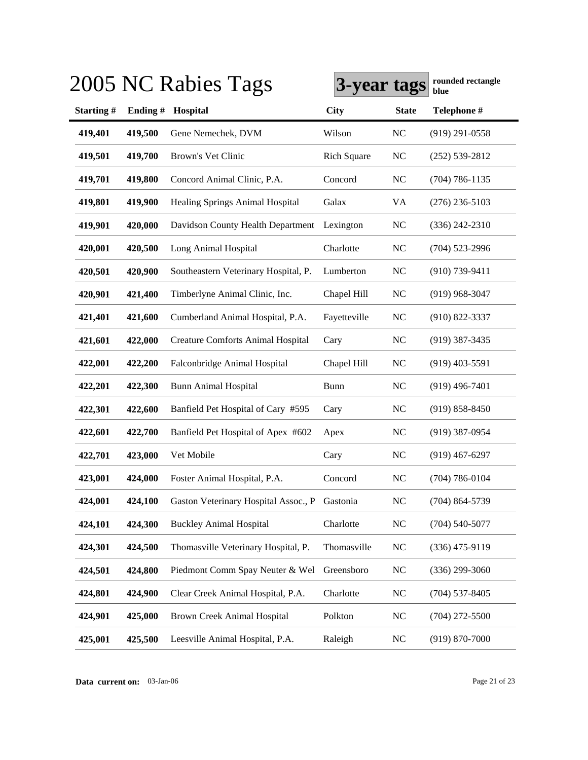# 2005 NC Rabies Tags

**3-year tags** **rounded rectangle blue**

| Starting # | Ending # | Hospital | City | State | Telephone # |
|---|---|---|---|---|---|
| 419,401 | 419,500 | Gene Nemechek, DVM | Wilson | NC | (919) 291-0558 |
| 419,501 | 419,700 | Brown's Vet Clinic | Rich Square | NC | (252) 539-2812 |
| 419,701 | 419,800 | Concord Animal Clinic, P.A. | Concord | NC | (704) 786-1135 |
| 419,801 | 419,900 | Healing Springs Animal Hospital | Galax | VA | (276) 236-5103 |
| 419,901 | 420,000 | Davidson County Health Department | Lexington | NC | (336) 242-2310 |
| 420,001 | 420,500 | Long Animal Hospital | Charlotte | NC | (704) 523-2996 |
| 420,501 | 420,900 | Southeastern Veterinary Hospital, P. | Lumberton | NC | (910) 739-9411 |
| 420,901 | 421,400 | Timberlyne Animal Clinic, Inc. | Chapel Hill | NC | (919) 968-3047 |
| 421,401 | 421,600 | Cumberland Animal Hospital, P.A. | Fayetteville | NC | (910) 822-3337 |
| 421,601 | 422,000 | Creature Comforts Animal Hospital | Cary | NC | (919) 387-3435 |
| 422,001 | 422,200 | Falconbridge Animal Hospital | Chapel Hill | NC | (919) 403-5591 |
| 422,201 | 422,300 | Bunn Animal Hospital | Bunn | NC | (919) 496-7401 |
| 422,301 | 422,600 | Banfield Pet Hospital of Cary #595 | Cary | NC | (919) 858-8450 |
| 422,601 | 422,700 | Banfield Pet Hospital of Apex #602 | Apex | NC | (919) 387-0954 |
| 422,701 | 423,000 | Vet Mobile | Cary | NC | (919) 467-6297 |
| 423,001 | 424,000 | Foster Animal Hospital, P.A. | Concord | NC | (704) 786-0104 |
| 424,001 | 424,100 | Gaston Veterinary Hospital Assoc., P | Gastonia | NC | (704) 864-5739 |
| 424,101 | 424,300 | Buckley Animal Hospital | Charlotte | NC | (704) 540-5077 |
| 424,301 | 424,500 | Thomasville Veterinary Hospital, P. | Thomasville | NC | (336) 475-9119 |
| 424,501 | 424,800 | Piedmont Comm Spay Neuter & Wel | Greensboro | NC | (336) 299-3060 |
| 424,801 | 424,900 | Clear Creek Animal Hospital, P.A. | Charlotte | NC | (704) 537-8405 |
| 424,901 | 425,000 | Brown Creek Animal Hospital | Polkton | NC | (704) 272-5500 |
| 425,001 | 425,500 | Leesville Animal Hospital, P.A. | Raleigh | NC | (919) 870-7000 |

**Data current on:** 03-Jan-06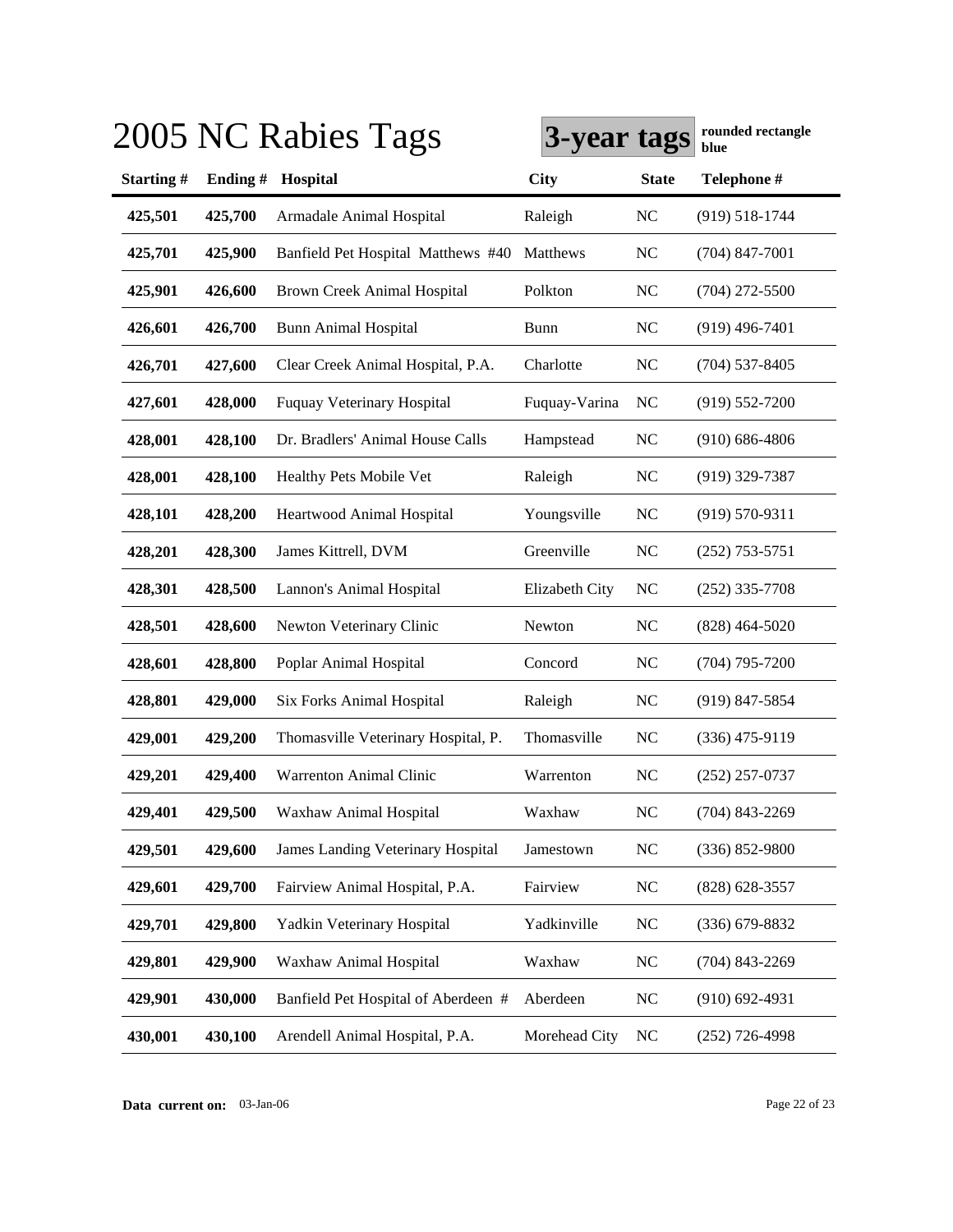# 2005 NC Rabies Tags

**3-year tags** **rounded rectangle blue**

| Starting # | Ending # | Hospital | City | State | Telephone # |
|---|---|---|---|---|---|
| 425,501 | 425,700 | Armadale Animal Hospital | Raleigh | NC | (919) 518-1744 |
| 425,701 | 425,900 | Banfield Pet Hospital Matthews #40 | Matthews | NC | (704) 847-7001 |
| 425,901 | 426,600 | Brown Creek Animal Hospital | Polkton | NC | (704) 272-5500 |
| 426,601 | 426,700 | Bunn Animal Hospital | Bunn | NC | (919) 496-7401 |
| 426,701 | 427,600 | Clear Creek Animal Hospital, P.A. | Charlotte | NC | (704) 537-8405 |
| 427,601 | 428,000 | Fuquay Veterinary Hospital | Fuquay-Varina | NC | (919) 552-7200 |
| 428,001 | 428,100 | Dr. Bradlers' Animal House Calls | Hampstead | NC | (910) 686-4806 |
| 428,001 | 428,100 | Healthy Pets Mobile Vet | Raleigh | NC | (919) 329-7387 |
| 428,101 | 428,200 | Heartwood Animal Hospital | Youngsville | NC | (919) 570-9311 |
| 428,201 | 428,300 | James Kittrell, DVM | Greenville | NC | (252) 753-5751 |
| 428,301 | 428,500 | Lannon's Animal Hospital | Elizabeth City | NC | (252) 335-7708 |
| 428,501 | 428,600 | Newton Veterinary Clinic | Newton | NC | (828) 464-5020 |
| 428,601 | 428,800 | Poplar Animal Hospital | Concord | NC | (704) 795-7200 |
| 428,801 | 429,000 | Six Forks Animal Hospital | Raleigh | NC | (919) 847-5854 |
| 429,001 | 429,200 | Thomasville Veterinary Hospital, P. | Thomasville | NC | (336) 475-9119 |
| 429,201 | 429,400 | Warrenton Animal Clinic | Warrenton | NC | (252) 257-0737 |
| 429,401 | 429,500 | Waxhaw Animal Hospital | Waxhaw | NC | (704) 843-2269 |
| 429,501 | 429,600 | James Landing Veterinary Hospital | Jamestown | NC | (336) 852-9800 |
| 429,601 | 429,700 | Fairview Animal Hospital, P.A. | Fairview | NC | (828) 628-3557 |
| 429,701 | 429,800 | Yadkin Veterinary Hospital | Yadkinville | NC | (336) 679-8832 |
| 429,801 | 429,900 | Waxhaw Animal Hospital | Waxhaw | NC | (704) 843-2269 |
| 429,901 | 430,000 | Banfield Pet Hospital of Aberdeen # | Aberdeen | NC | (910) 692-4931 |
| 430,001 | 430,100 | Arendell Animal Hospital, P.A. | Morehead City | NC | (252) 726-4998 |

**Data current on:** 03-Jan-06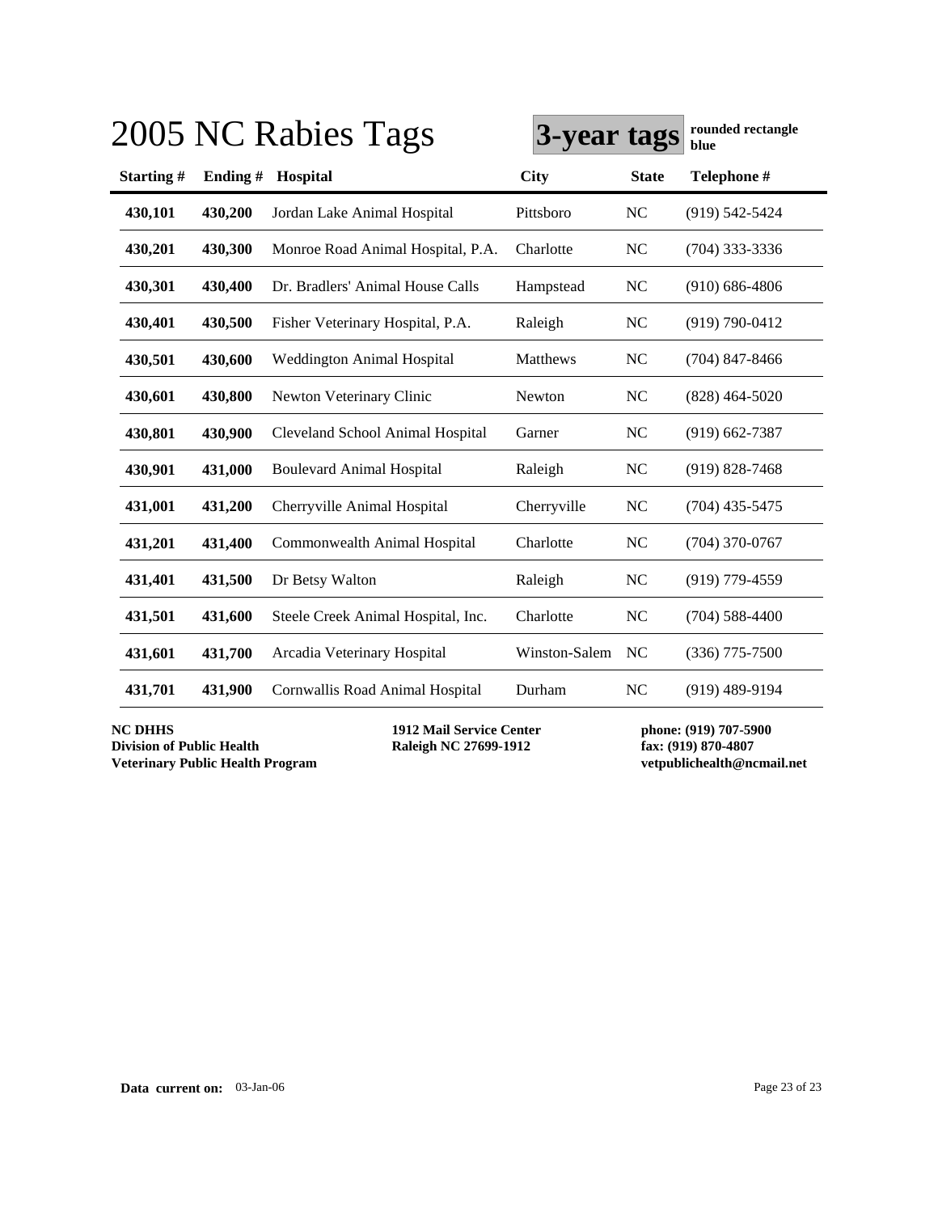# 2005 NC Rabies Tags

**3-year tags** **rounded rectangle blue**

| Starting # | Ending # | Hospital | City | State | Telephone # |
|---|---|---|---|---|---|
| **430,101** | **430,200** | Jordan Lake Animal Hospital | Pittsboro | NC | (919) 542-5424 |
| **430,201** | **430,300** | Monroe Road Animal Hospital, P.A. | Charlotte | NC | (704) 333-3336 |
| **430,301** | **430,400** | Dr. Bradlers' Animal House Calls | Hampstead | NC | (910) 686-4806 |
| **430,401** | **430,500** | Fisher Veterinary Hospital, P.A. | Raleigh | NC | (919) 790-0412 |
| **430,501** | **430,600** | Weddington Animal Hospital | Matthews | NC | (704) 847-8466 |
| **430,601** | **430,800** | Newton Veterinary Clinic | Newton | NC | (828) 464-5020 |
| **430,801** | **430,900** | Cleveland School Animal Hospital | Garner | NC | (919) 662-7387 |
| **430,901** | **431,000** | Boulevard Animal Hospital | Raleigh | NC | (919) 828-7468 |
| **431,001** | **431,200** | Cherryville Animal Hospital | Cherryville | NC | (704) 435-5475 |
| **431,201** | **431,400** | Commonwealth Animal Hospital | Charlotte | NC | (704) 370-0767 |
| **431,401** | **431,500** | Dr Betsy Walton | Raleigh | NC | (919) 779-4559 |
| **431,501** | **431,600** | Steele Creek Animal Hospital, Inc. | Charlotte | NC | (704) 588-4400 |
| **431,601** | **431,700** | Arcadia Veterinary Hospital | Winston-Salem | NC | (336) 775-7500 |
| **431,701** | **431,900** | Cornwallis Road Animal Hospital | Durham | NC | (919) 489-9194 |

**NC DHHS**
**Division of Public Health**
**Veterinary Public Health Program**

**1912 Mail Service Center**
**Raleigh NC 27699-1912**

**phone: (919) 707-5900**
**fax: (919) 870-4807**
**vetpublichealth@ncmail.net**

**Data current on:** 03-Jan-06